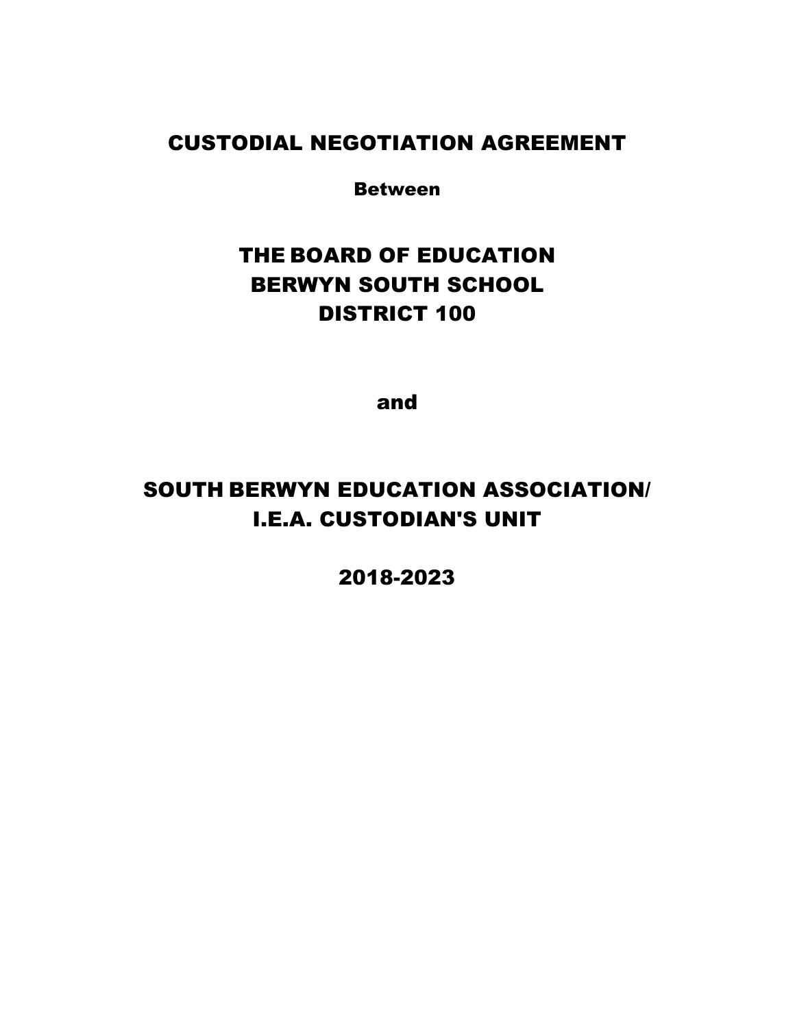# CUSTODIAL NEGOTIATION AGREEMENT

**Between**

# THE BOARD OF EDUCATION
# BERWYN SOUTH SCHOOL
# DISTRICT 100

**and**

# SOUTH BERWYN EDUCATION ASSOCIATION/
# I.E.A. CUSTODIAN'S UNIT

# 2018-2023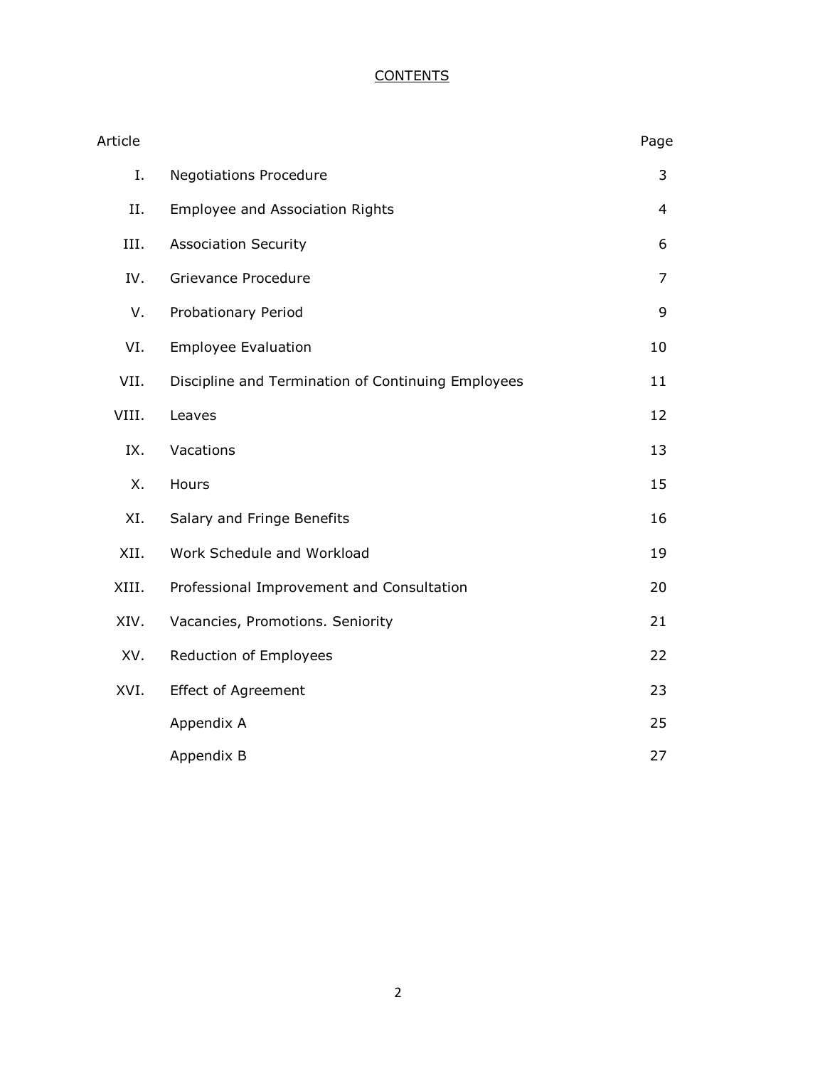# CONTENTS

| Article | | Page |
|---|---|---|
| I. | Negotiations Procedure | 3 |
| II. | Employee and Association Rights | 4 |
| III. | Association Security | 6 |
| IV. | Grievance Procedure | 7 |
| V. | Probationary Period | 9 |
| VI. | Employee Evaluation | 10 |
| VII. | Discipline and Termination of Continuing Employees | 11 |
| VIII. | Leaves | 12 |
| IX. | Vacations | 13 |
| X. | Hours | 15 |
| XI. | Salary and Fringe Benefits | 16 |
| XII. | Work Schedule and Workload | 19 |
| XIII. | Professional Improvement and Consultation | 20 |
| XIV. | Vacancies, Promotions. Seniority | 21 |
| XV. | Reduction of Employees | 22 |
| XVI. | Effect of Agreement | 23 |
| | Appendix A | 25 |
| | Appendix B | 27 |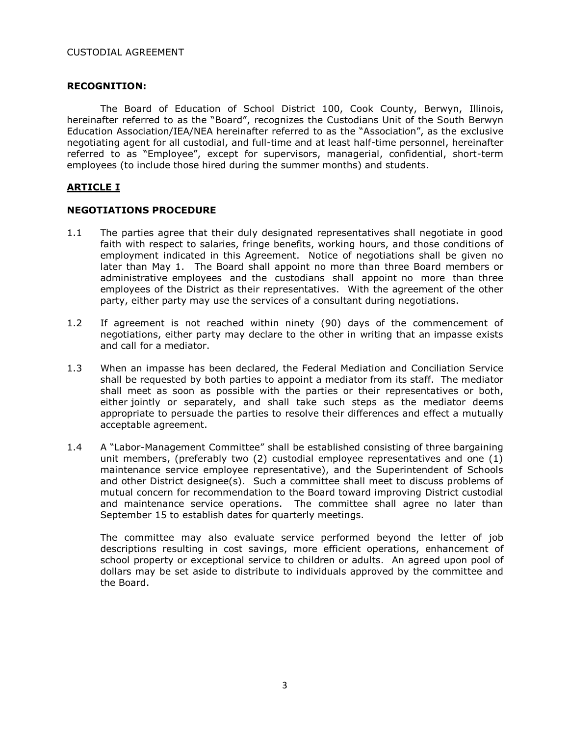CUSTODIAL AGREEMENT

**RECOGNITION:**

The Board of Education of School District 100, Cook County, Berwyn, Illinois, hereinafter referred to as the "Board", recognizes the Custodians Unit of the South Berwyn Education Association/IEA/NEA hereinafter referred to as the "Association", as the exclusive negotiating agent for all custodial, and full-time and at least half-time personnel, hereinafter referred to as "Employee", except for supervisors, managerial, confidential, short-term employees (to include those hired during the summer months) and students.

## ARTICLE I

### NEGOTIATIONS PROCEDURE

1.1 The parties agree that their duly designated representatives shall negotiate in good faith with respect to salaries, fringe benefits, working hours, and those conditions of employment indicated in this Agreement. Notice of negotiations shall be given no later than May 1. The Board shall appoint no more than three Board members or administrative employees and the custodians shall appoint no more than three employees of the District as their representatives. With the agreement of the other party, either party may use the services of a consultant during negotiations.

1.2 If agreement is not reached within ninety (90) days of the commencement of negotiations, either party may declare to the other in writing that an impasse exists and call for a mediator.

1.3 When an impasse has been declared, the Federal Mediation and Conciliation Service shall be requested by both parties to appoint a mediator from its staff. The mediator shall meet as soon as possible with the parties or their representatives or both, either jointly or separately, and shall take such steps as the mediator deems appropriate to persuade the parties to resolve their differences and effect a mutually acceptable agreement.

1.4 A "Labor-Management Committee" shall be established consisting of three bargaining unit members, (preferably two (2) custodial employee representatives and one (1) maintenance service employee representative), and the Superintendent of Schools and other District designee(s). Such a committee shall meet to discuss problems of mutual concern for recommendation to the Board toward improving District custodial and maintenance service operations. The committee shall agree no later than September 15 to establish dates for quarterly meetings.

The committee may also evaluate service performed beyond the letter of job descriptions resulting in cost savings, more efficient operations, enhancement of school property or exceptional service to children or adults. An agreed upon pool of dollars may be set aside to distribute to individuals approved by the committee and the Board.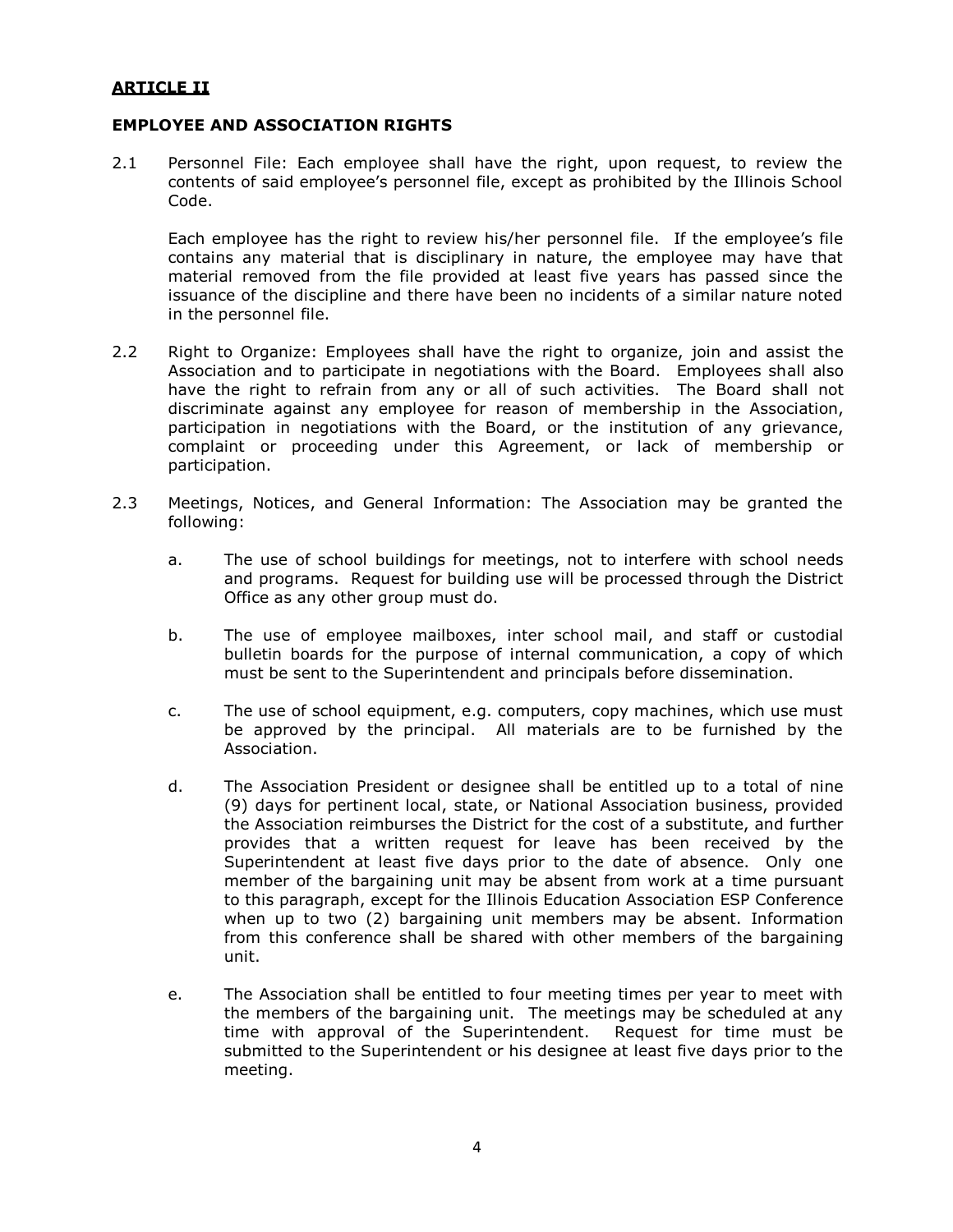## **ARTICLE II**

### **EMPLOYEE AND ASSOCIATION RIGHTS**

2.1 Personnel File: Each employee shall have the right, upon request, to review the contents of said employee's personnel file, except as prohibited by the Illinois School Code.

Each employee has the right to review his/her personnel file. If the employee's file contains any material that is disciplinary in nature, the employee may have that material removed from the file provided at least five years has passed since the issuance of the discipline and there have been no incidents of a similar nature noted in the personnel file.

2.2 Right to Organize: Employees shall have the right to organize, join and assist the Association and to participate in negotiations with the Board. Employees shall also have the right to refrain from any or all of such activities. The Board shall not discriminate against any employee for reason of membership in the Association, participation in negotiations with the Board, or the institution of any grievance, complaint or proceeding under this Agreement, or lack of membership or participation.

2.3 Meetings, Notices, and General Information: The Association may be granted the following:

a. The use of school buildings for meetings, not to interfere with school needs and programs. Request for building use will be processed through the District Office as any other group must do.

b. The use of employee mailboxes, inter school mail, and staff or custodial bulletin boards for the purpose of internal communication, a copy of which must be sent to the Superintendent and principals before dissemination.

c. The use of school equipment, e.g. computers, copy machines, which use must be approved by the principal. All materials are to be furnished by the Association.

d. The Association President or designee shall be entitled up to a total of nine (9) days for pertinent local, state, or National Association business, provided the Association reimburses the District for the cost of a substitute, and further provides that a written request for leave has been received by the Superintendent at least five days prior to the date of absence. Only one member of the bargaining unit may be absent from work at a time pursuant to this paragraph, except for the Illinois Education Association ESP Conference when up to two (2) bargaining unit members may be absent. Information from this conference shall be shared with other members of the bargaining unit.

e. The Association shall be entitled to four meeting times per year to meet with the members of the bargaining unit. The meetings may be scheduled at any time with approval of the Superintendent. Request for time must be submitted to the Superintendent or his designee at least five days prior to the meeting.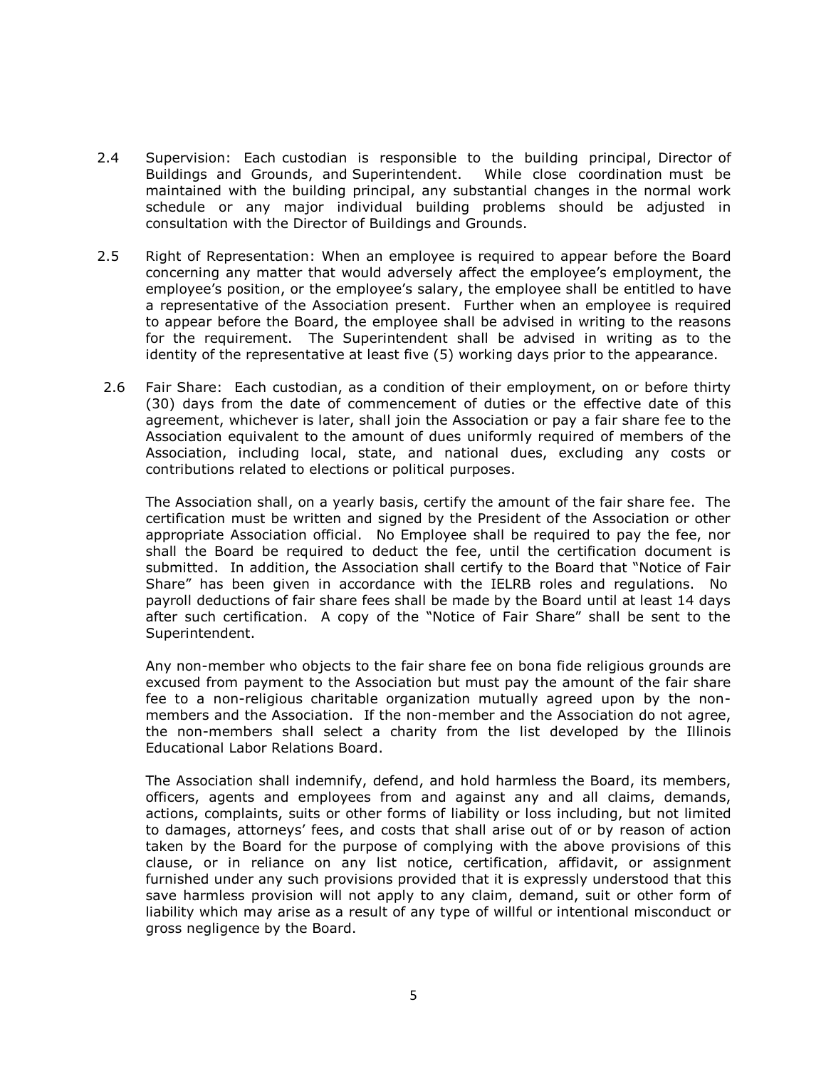2.4 Supervision: Each custodian is responsible to the building principal, Director of Buildings and Grounds, and Superintendent. While close coordination must be maintained with the building principal, any substantial changes in the normal work schedule or any major individual building problems should be adjusted in consultation with the Director of Buildings and Grounds.

2.5 Right of Representation: When an employee is required to appear before the Board concerning any matter that would adversely affect the employee's employment, the employee's position, or the employee's salary, the employee shall be entitled to have a representative of the Association present. Further when an employee is required to appear before the Board, the employee shall be advised in writing to the reasons for the requirement. The Superintendent shall be advised in writing as to the identity of the representative at least five (5) working days prior to the appearance.

2.6 Fair Share: Each custodian, as a condition of their employment, on or before thirty (30) days from the date of commencement of duties or the effective date of this agreement, whichever is later, shall join the Association or pay a fair share fee to the Association equivalent to the amount of dues uniformly required of members of the Association, including local, state, and national dues, excluding any costs or contributions related to elections or political purposes.

The Association shall, on a yearly basis, certify the amount of the fair share fee. The certification must be written and signed by the President of the Association or other appropriate Association official. No Employee shall be required to pay the fee, nor shall the Board be required to deduct the fee, until the certification document is submitted. In addition, the Association shall certify to the Board that "Notice of Fair Share" has been given in accordance with the IELRB roles and regulations. No payroll deductions of fair share fees shall be made by the Board until at least 14 days after such certification. A copy of the "Notice of Fair Share" shall be sent to the Superintendent.

Any non-member who objects to the fair share fee on bona fide religious grounds are excused from payment to the Association but must pay the amount of the fair share fee to a non-religious charitable organization mutually agreed upon by the non-members and the Association. If the non-member and the Association do not agree, the non-members shall select a charity from the list developed by the Illinois Educational Labor Relations Board.

The Association shall indemnify, defend, and hold harmless the Board, its members, officers, agents and employees from and against any and all claims, demands, actions, complaints, suits or other forms of liability or loss including, but not limited to damages, attorneys' fees, and costs that shall arise out of or by reason of action taken by the Board for the purpose of complying with the above provisions of this clause, or in reliance on any list notice, certification, affidavit, or assignment furnished under any such provisions provided that it is expressly understood that this save harmless provision will not apply to any claim, demand, suit or other form of liability which may arise as a result of any type of willful or intentional misconduct or gross negligence by the Board.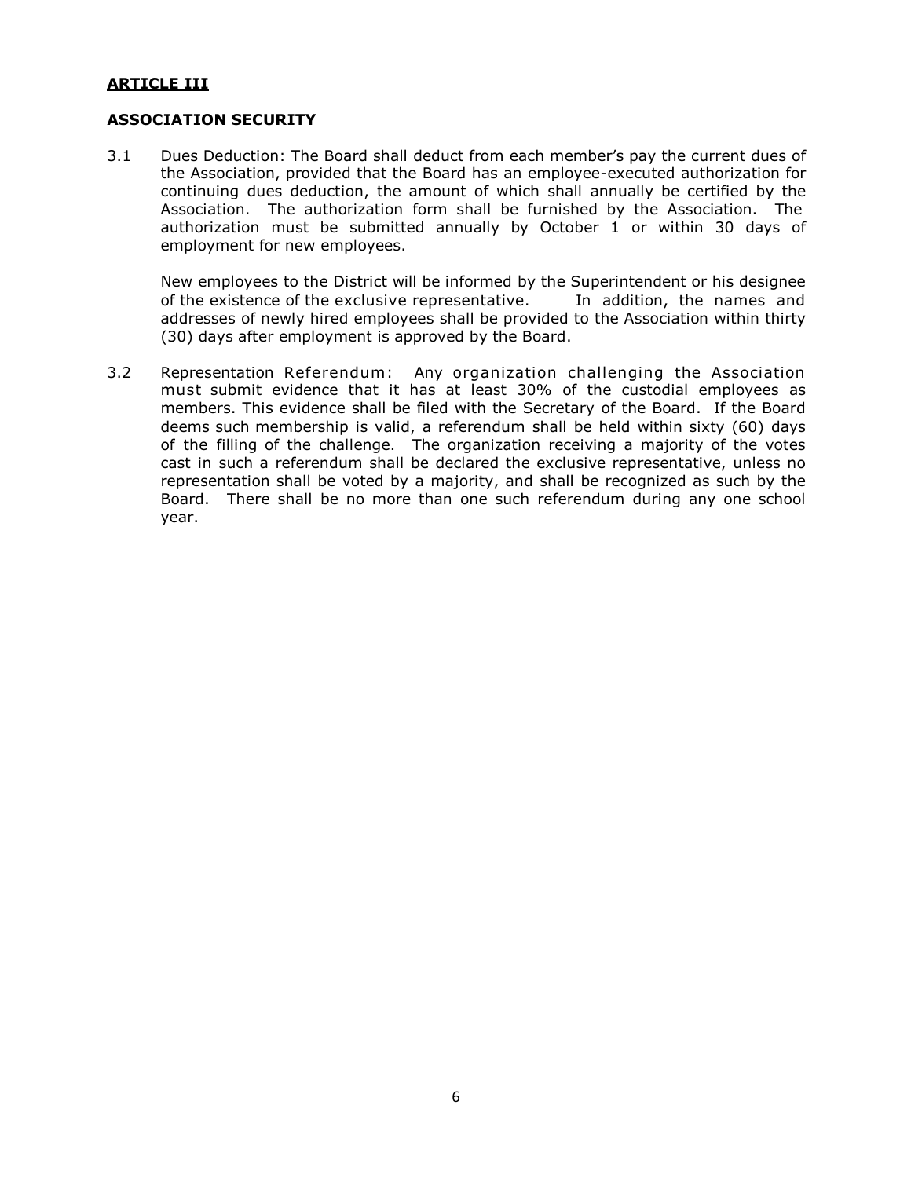## ARTICLE III

### ASSOCIATION SECURITY

3.1 Dues Deduction: The Board shall deduct from each member's pay the current dues of the Association, provided that the Board has an employee-executed authorization for continuing dues deduction, the amount of which shall annually be certified by the Association. The authorization form shall be furnished by the Association. The authorization must be submitted annually by October 1 or within 30 days of employment for new employees.

New employees to the District will be informed by the Superintendent or his designee of the existence of the exclusive representative. In addition, the names and addresses of newly hired employees shall be provided to the Association within thirty (30) days after employment is approved by the Board.

3.2 Representation Referendum: Any organization challenging the Association must submit evidence that it has at least 30% of the custodial employees as members. This evidence shall be filed with the Secretary of the Board. If the Board deems such membership is valid, a referendum shall be held within sixty (60) days of the filling of the challenge. The organization receiving a majority of the votes cast in such a referendum shall be declared the exclusive representative, unless no representation shall be voted by a majority, and shall be recognized as such by the Board. There shall be no more than one such referendum during any one school year.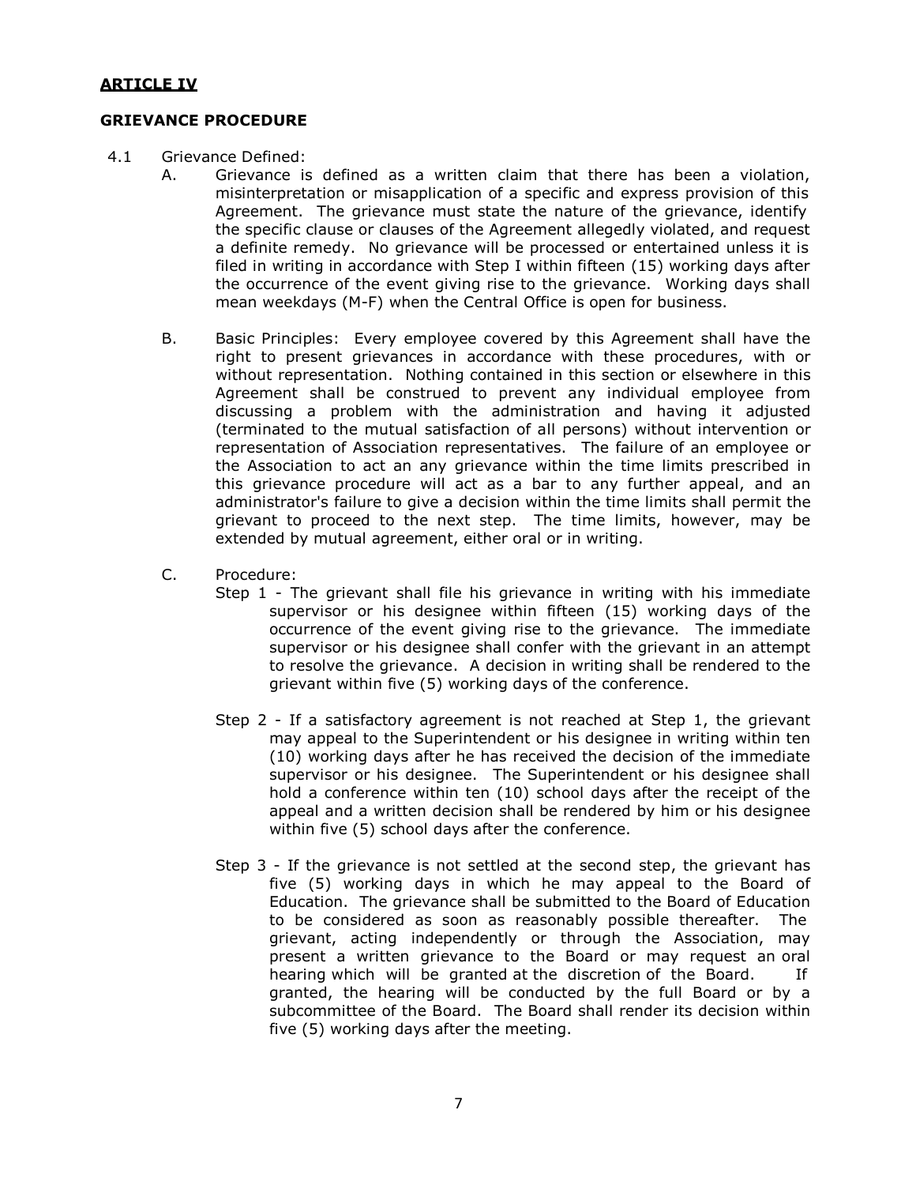## ARTICLE IV

### GRIEVANCE PROCEDURE

4.1 Grievance Defined:

A. Grievance is defined as a written claim that there has been a violation, misinterpretation or misapplication of a specific and express provision of this Agreement. The grievance must state the nature of the grievance, identify the specific clause or clauses of the Agreement allegedly violated, and request a definite remedy. No grievance will be processed or entertained unless it is filed in writing in accordance with Step I within fifteen (15) working days after the occurrence of the event giving rise to the grievance. Working days shall mean weekdays (M-F) when the Central Office is open for business.

B. Basic Principles: Every employee covered by this Agreement shall have the right to present grievances in accordance with these procedures, with or without representation. Nothing contained in this section or elsewhere in this Agreement shall be construed to prevent any individual employee from discussing a problem with the administration and having it adjusted (terminated to the mutual satisfaction of all persons) without intervention or representation of Association representatives. The failure of an employee or the Association to act an any grievance within the time limits prescribed in this grievance procedure will act as a bar to any further appeal, and an administrator's failure to give a decision within the time limits shall permit the grievant to proceed to the next step. The time limits, however, may be extended by mutual agreement, either oral or in writing.

C. Procedure:

Step 1 - The grievant shall file his grievance in writing with his immediate supervisor or his designee within fifteen (15) working days of the occurrence of the event giving rise to the grievance. The immediate supervisor or his designee shall confer with the grievant in an attempt to resolve the grievance. A decision in writing shall be rendered to the grievant within five (5) working days of the conference.

Step 2 - If a satisfactory agreement is not reached at Step 1, the grievant may appeal to the Superintendent or his designee in writing within ten (10) working days after he has received the decision of the immediate supervisor or his designee. The Superintendent or his designee shall hold a conference within ten (10) school days after the receipt of the appeal and a written decision shall be rendered by him or his designee within five (5) school days after the conference.

Step 3 - If the grievance is not settled at the second step, the grievant has five (5) working days in which he may appeal to the Board of Education. The grievance shall be submitted to the Board of Education to be considered as soon as reasonably possible thereafter. The grievant, acting independently or through the Association, may present a written grievance to the Board or may request an oral hearing which will be granted at the discretion of the Board. If granted, the hearing will be conducted by the full Board or by a subcommittee of the Board. The Board shall render its decision within five (5) working days after the meeting.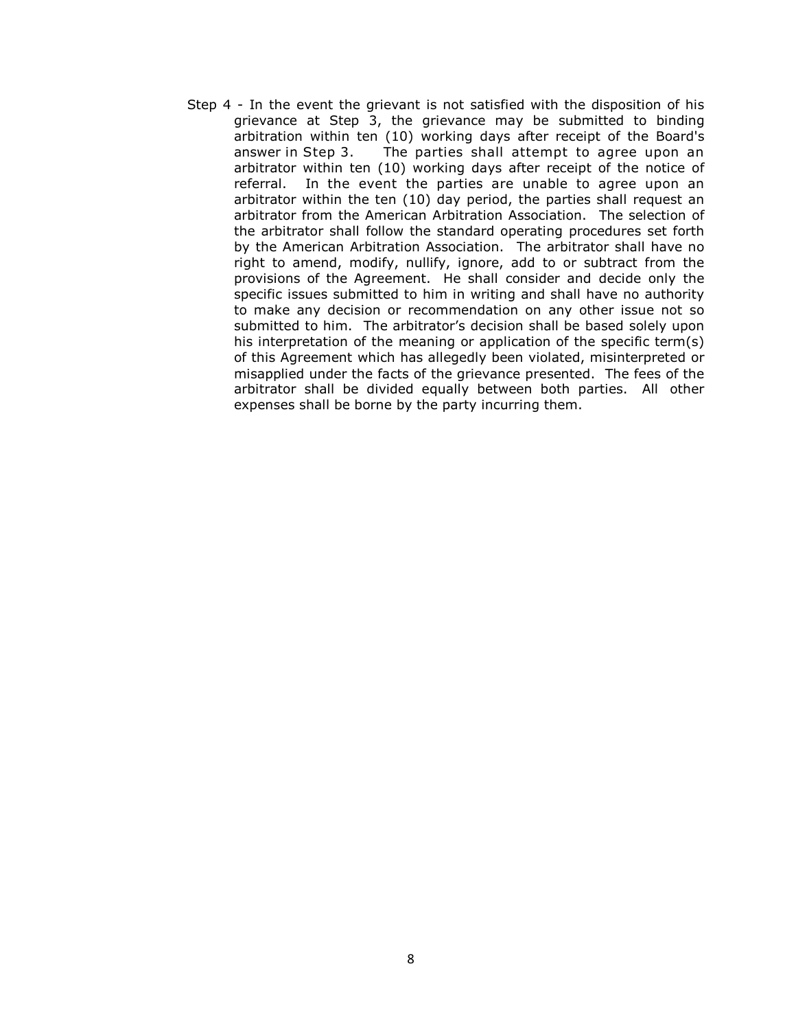Step 4 - In the event the grievant is not satisfied with the disposition of his grievance at Step 3, the grievance may be submitted to binding arbitration within ten (10) working days after receipt of the Board's answer in Step 3. The parties shall attempt to agree upon an arbitrator within ten (10) working days after receipt of the notice of referral. In the event the parties are unable to agree upon an arbitrator within the ten (10) day period, the parties shall request an arbitrator from the American Arbitration Association. The selection of the arbitrator shall follow the standard operating procedures set forth by the American Arbitration Association. The arbitrator shall have no right to amend, modify, nullify, ignore, add to or subtract from the provisions of the Agreement. He shall consider and decide only the specific issues submitted to him in writing and shall have no authority to make any decision or recommendation on any other issue not so submitted to him. The arbitrator's decision shall be based solely upon his interpretation of the meaning or application of the specific term(s) of this Agreement which has allegedly been violated, misinterpreted or misapplied under the facts of the grievance presented. The fees of the arbitrator shall be divided equally between both parties. All other expenses shall be borne by the party incurring them.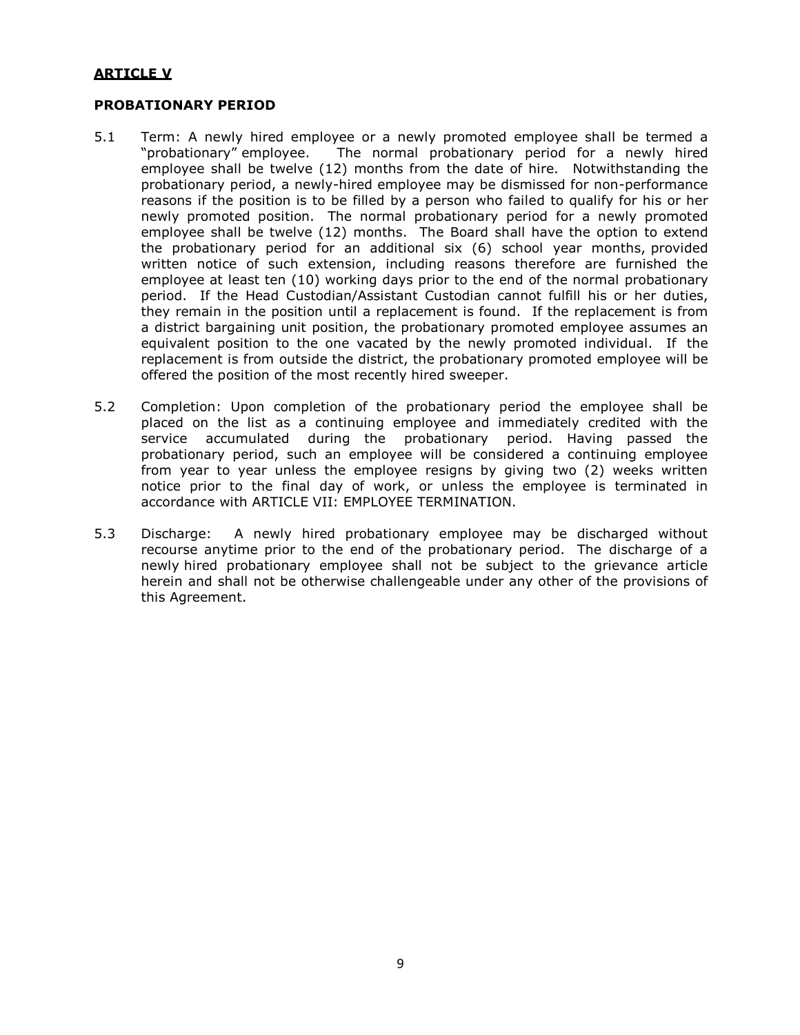## ARTICLE V

### PROBATIONARY PERIOD

5.1 Term: A newly hired employee or a newly promoted employee shall be termed a "probationary" employee. The normal probationary period for a newly hired employee shall be twelve (12) months from the date of hire. Notwithstanding the probationary period, a newly-hired employee may be dismissed for non-performance reasons if the position is to be filled by a person who failed to qualify for his or her newly promoted position. The normal probationary period for a newly promoted employee shall be twelve (12) months. The Board shall have the option to extend the probationary period for an additional six (6) school year months, provided written notice of such extension, including reasons therefore are furnished the employee at least ten (10) working days prior to the end of the normal probationary period. If the Head Custodian/Assistant Custodian cannot fulfill his or her duties, they remain in the position until a replacement is found. If the replacement is from a district bargaining unit position, the probationary promoted employee assumes an equivalent position to the one vacated by the newly promoted individual. If the replacement is from outside the district, the probationary promoted employee will be offered the position of the most recently hired sweeper.

5.2 Completion: Upon completion of the probationary period the employee shall be placed on the list as a continuing employee and immediately credited with the service accumulated during the probationary period. Having passed the probationary period, such an employee will be considered a continuing employee from year to year unless the employee resigns by giving two (2) weeks written notice prior to the final day of work, or unless the employee is terminated in accordance with ARTICLE VII: EMPLOYEE TERMINATION.

5.3 Discharge: A newly hired probationary employee may be discharged without recourse anytime prior to the end of the probationary period. The discharge of a newly hired probationary employee shall not be subject to the grievance article herein and shall not be otherwise challengeable under any other of the provisions of this Agreement.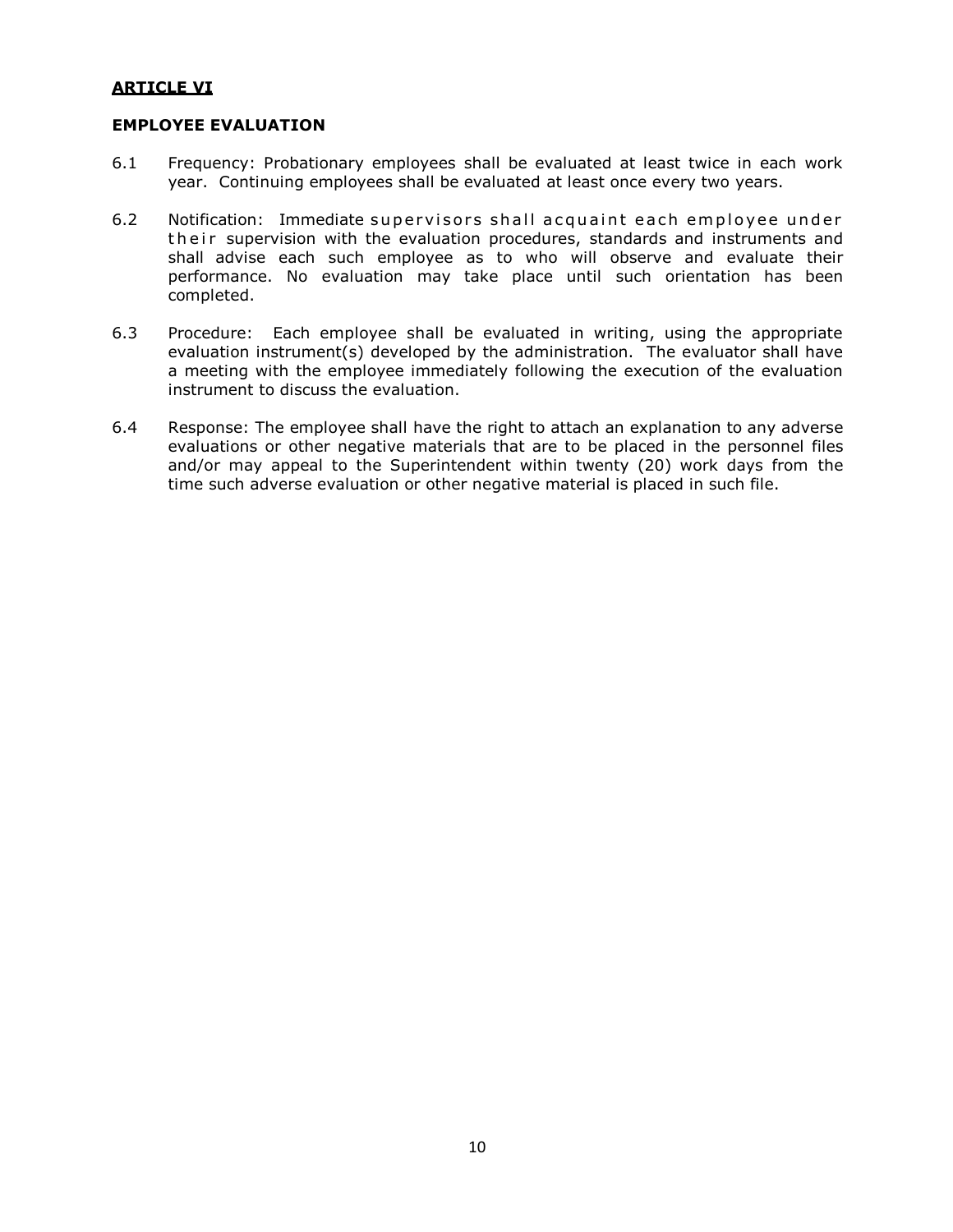## ARTICLE VI

### EMPLOYEE EVALUATION

6.1 Frequency: Probationary employees shall be evaluated at least twice in each work year. Continuing employees shall be evaluated at least once every two years.

6.2 Notification: Immediate supervisors shall acquaint each employee under their supervision with the evaluation procedures, standards and instruments and shall advise each such employee as to who will observe and evaluate their performance. No evaluation may take place until such orientation has been completed.

6.3 Procedure: Each employee shall be evaluated in writing, using the appropriate evaluation instrument(s) developed by the administration. The evaluator shall have a meeting with the employee immediately following the execution of the evaluation instrument to discuss the evaluation.

6.4 Response: The employee shall have the right to attach an explanation to any adverse evaluations or other negative materials that are to be placed in the personnel files and/or may appeal to the Superintendent within twenty (20) work days from the time such adverse evaluation or other negative material is placed in such file.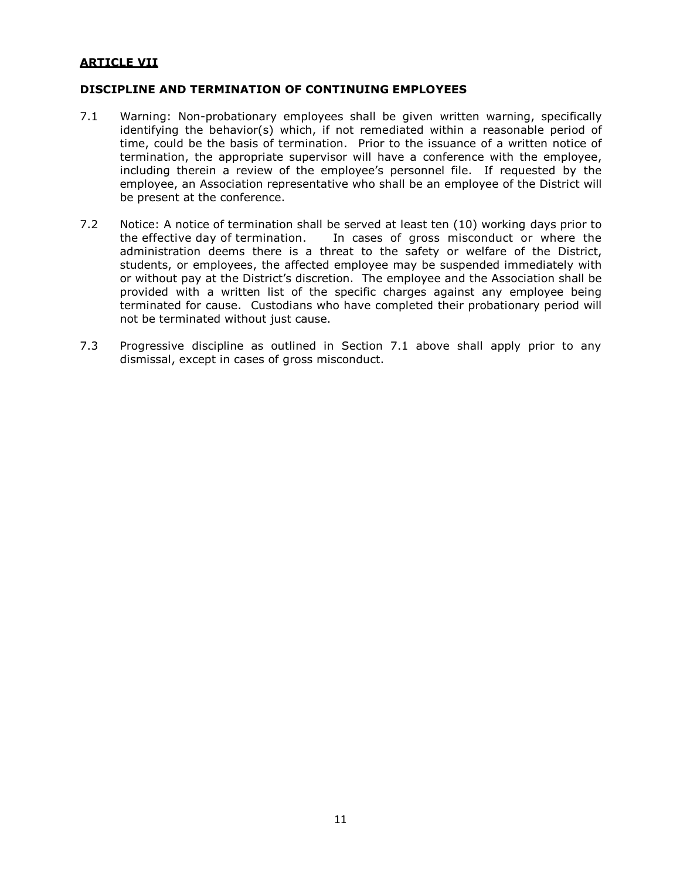## ARTICLE VII

### DISCIPLINE AND TERMINATION OF CONTINUING EMPLOYEES

7.1 Warning: Non-probationary employees shall be given written warning, specifically identifying the behavior(s) which, if not remediated within a reasonable period of time, could be the basis of termination. Prior to the issuance of a written notice of termination, the appropriate supervisor will have a conference with the employee, including therein a review of the employee's personnel file. If requested by the employee, an Association representative who shall be an employee of the District will be present at the conference.

7.2 Notice: A notice of termination shall be served at least ten (10) working days prior to the effective day of termination. In cases of gross misconduct or where the administration deems there is a threat to the safety or welfare of the District, students, or employees, the affected employee may be suspended immediately with or without pay at the District's discretion. The employee and the Association shall be provided with a written list of the specific charges against any employee being terminated for cause. Custodians who have completed their probationary period will not be terminated without just cause.

7.3 Progressive discipline as outlined in Section 7.1 above shall apply prior to any dismissal, except in cases of gross misconduct.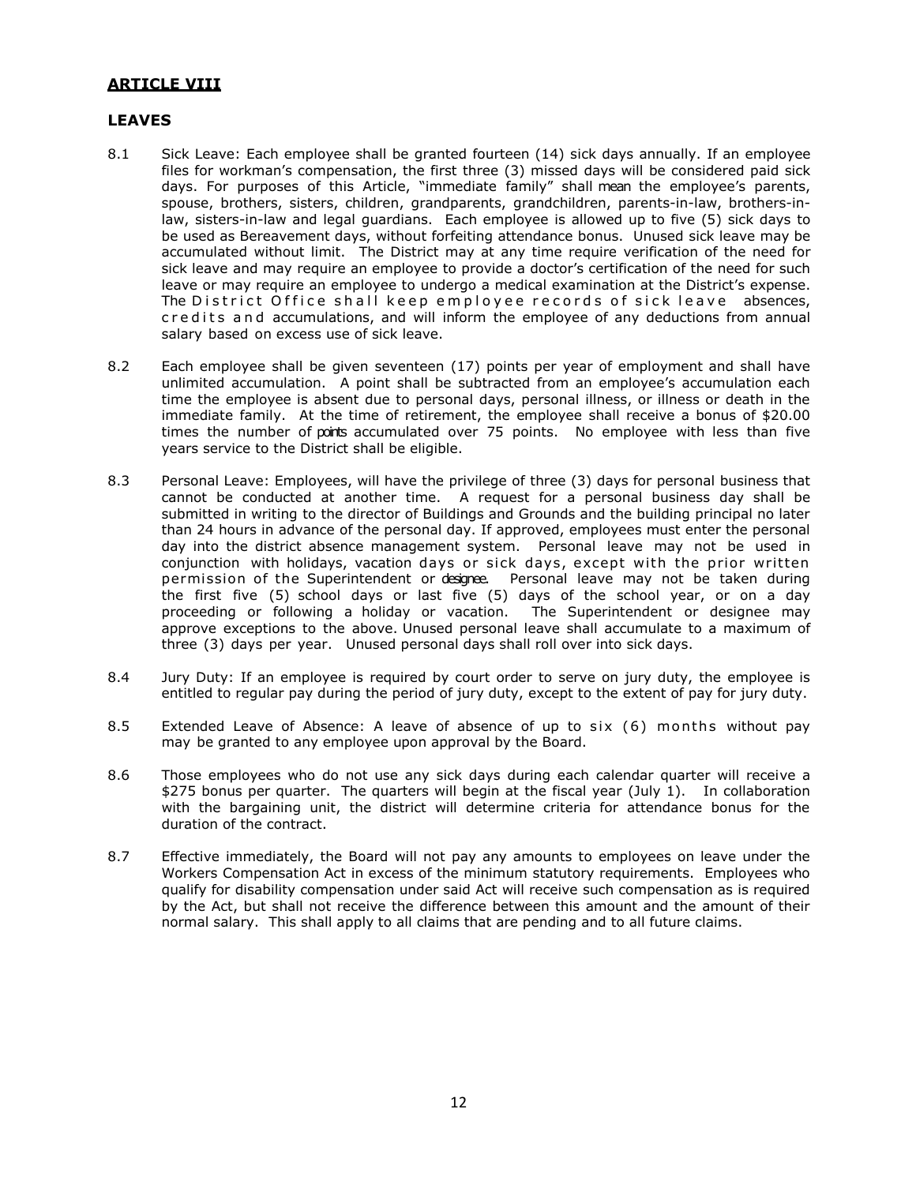## ARTICLE VIII

### LEAVES

8.1 Sick Leave: Each employee shall be granted fourteen (14) sick days annually. If an employee files for workman's compensation, the first three (3) missed days will be considered paid sick days. For purposes of this Article, "immediate family" shall mean the employee's parents, spouse, brothers, sisters, children, grandparents, grandchildren, parents-in-law, brothers-in-law, sisters-in-law and legal guardians. Each employee is allowed up to five (5) sick days to be used as Bereavement days, without forfeiting attendance bonus. Unused sick leave may be accumulated without limit. The District may at any time require verification of the need for sick leave and may require an employee to provide a doctor's certification of the need for such leave or may require an employee to undergo a medical examination at the District's expense. The District Office shall keep employee records of sick leave absences, credits and accumulations, and will inform the employee of any deductions from annual salary based on excess use of sick leave.

8.2 Each employee shall be given seventeen (17) points per year of employment and shall have unlimited accumulation. A point shall be subtracted from an employee's accumulation each time the employee is absent due to personal days, personal illness, or illness or death in the immediate family. At the time of retirement, the employee shall receive a bonus of $20.00 times the number of points accumulated over 75 points. No employee with less than five years service to the District shall be eligible.

8.3 Personal Leave: Employees, will have the privilege of three (3) days for personal business that cannot be conducted at another time. A request for a personal business day shall be submitted in writing to the director of Buildings and Grounds and the building principal no later than 24 hours in advance of the personal day. If approved, employees must enter the personal day into the district absence management system. Personal leave may not be used in conjunction with holidays, vacation days or sick days, except with the prior written permission of the Superintendent or designee. Personal leave may not be taken during the first five (5) school days or last five (5) days of the school year, or on a day proceeding or following a holiday or vacation. The Superintendent or designee may approve exceptions to the above. Unused personal leave shall accumulate to a maximum of three (3) days per year. Unused personal days shall roll over into sick days.

8.4 Jury Duty: If an employee is required by court order to serve on jury duty, the employee is entitled to regular pay during the period of jury duty, except to the extent of pay for jury duty.

8.5 Extended Leave of Absence: A leave of absence of up to six (6) months without pay may be granted to any employee upon approval by the Board.

8.6 Those employees who do not use any sick days during each calendar quarter will receive a $275 bonus per quarter. The quarters will begin at the fiscal year (July 1). In collaboration with the bargaining unit, the district will determine criteria for attendance bonus for the duration of the contract.

8.7 Effective immediately, the Board will not pay any amounts to employees on leave under the Workers Compensation Act in excess of the minimum statutory requirements. Employees who qualify for disability compensation under said Act will receive such compensation as is required by the Act, but shall not receive the difference between this amount and the amount of their normal salary. This shall apply to all claims that are pending and to all future claims.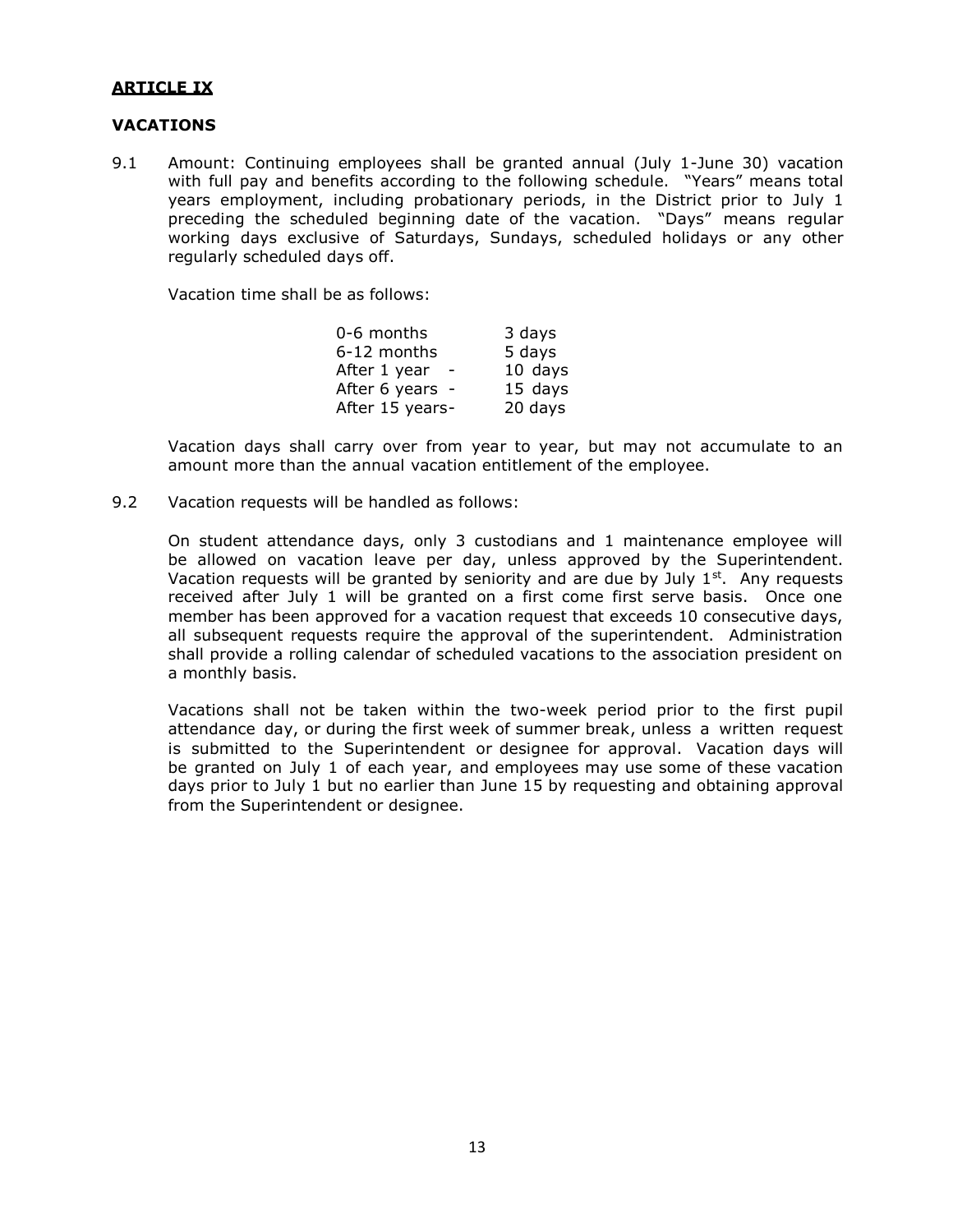## ARTICLE IX

### VACATIONS

9.1 Amount: Continuing employees shall be granted annual (July 1-June 30) vacation with full pay and benefits according to the following schedule. "Years" means total years employment, including probationary periods, in the District prior to July 1 preceding the scheduled beginning date of the vacation. "Days" means regular working days exclusive of Saturdays, Sundays, scheduled holidays or any other regularly scheduled days off.

Vacation time shall be as follows:

| | |
|---|---|
| 0-6 months | 3 days |
| 6-12 months | 5 days |
| After 1 year - | 10 days |
| After 6 years - | 15 days |
| After 15 years- | 20 days |

Vacation days shall carry over from year to year, but may not accumulate to an amount more than the annual vacation entitlement of the employee.

9.2 Vacation requests will be handled as follows:

On student attendance days, only 3 custodians and 1 maintenance employee will be allowed on vacation leave per day, unless approved by the Superintendent. Vacation requests will be granted by seniority and are due by July 1st. Any requests received after July 1 will be granted on a first come first serve basis. Once one member has been approved for a vacation request that exceeds 10 consecutive days, all subsequent requests require the approval of the superintendent. Administration shall provide a rolling calendar of scheduled vacations to the association president on a monthly basis.

Vacations shall not be taken within the two-week period prior to the first pupil attendance day, or during the first week of summer break, unless a written request is submitted to the Superintendent or designee for approval. Vacation days will be granted on July 1 of each year, and employees may use some of these vacation days prior to July 1 but no earlier than June 15 by requesting and obtaining approval from the Superintendent or designee.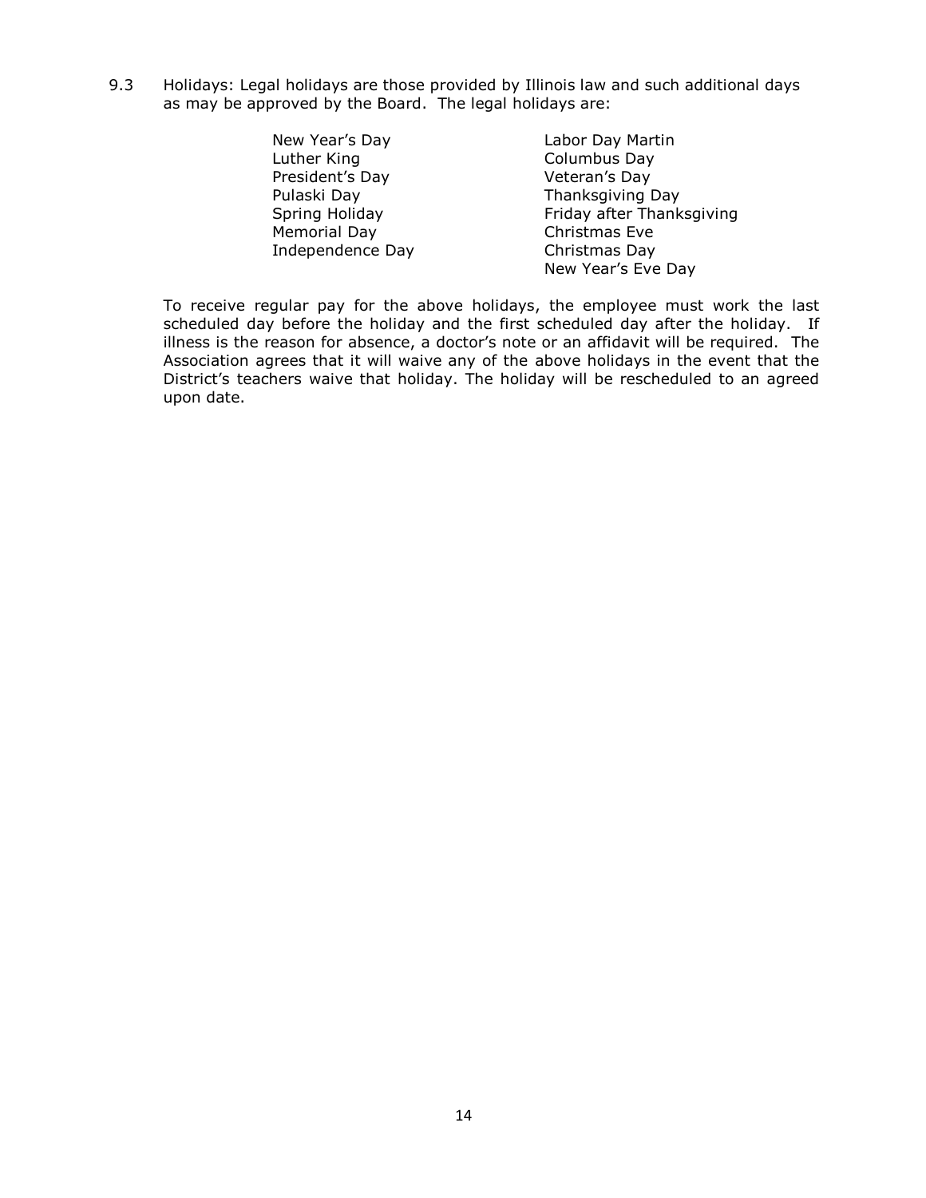9.3 Holidays: Legal holidays are those provided by Illinois law and such additional days as may be approved by the Board. The legal holidays are:

| | |
|---|---|
| New Year's Day | Labor Day Martin |
| Luther King | Columbus Day |
| President's Day | Veteran's Day |
| Pulaski Day | Thanksgiving Day |
| Spring Holiday | Friday after Thanksgiving |
| Memorial Day | Christmas Eve |
| Independence Day | Christmas Day |
| | New Year's Eve Day |

To receive regular pay for the above holidays, the employee must work the last scheduled day before the holiday and the first scheduled day after the holiday. If illness is the reason for absence, a doctor's note or an affidavit will be required. The Association agrees that it will waive any of the above holidays in the event that the District's teachers waive that holiday. The holiday will be rescheduled to an agreed upon date.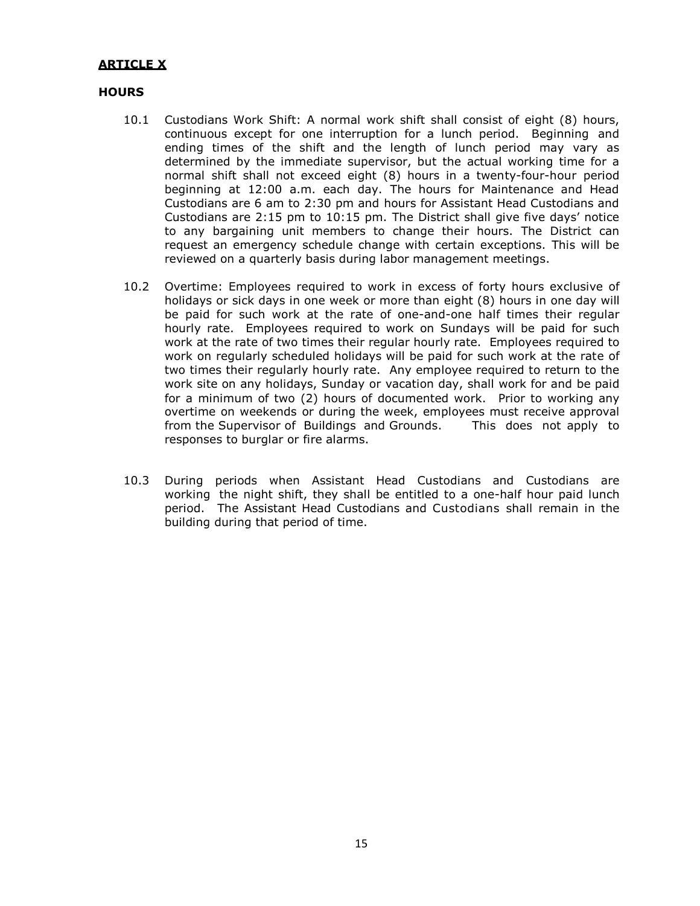## **ARTICLE X**

### **HOURS**

10.1 Custodians Work Shift: A normal work shift shall consist of eight (8) hours, continuous except for one interruption for a lunch period. Beginning and ending times of the shift and the length of lunch period may vary as determined by the immediate supervisor, but the actual working time for a normal shift shall not exceed eight (8) hours in a twenty-four-hour period beginning at 12:00 a.m. each day. The hours for Maintenance and Head Custodians are 6 am to 2:30 pm and hours for Assistant Head Custodians and Custodians are 2:15 pm to 10:15 pm. The District shall give five days' notice to any bargaining unit members to change their hours. The District can request an emergency schedule change with certain exceptions. This will be reviewed on a quarterly basis during labor management meetings.

10.2 Overtime: Employees required to work in excess of forty hours exclusive of holidays or sick days in one week or more than eight (8) hours in one day will be paid for such work at the rate of one-and-one half times their regular hourly rate. Employees required to work on Sundays will be paid for such work at the rate of two times their regular hourly rate. Employees required to work on regularly scheduled holidays will be paid for such work at the rate of two times their regularly hourly rate. Any employee required to return to the work site on any holidays, Sunday or vacation day, shall work for and be paid for a minimum of two (2) hours of documented work. Prior to working any overtime on weekends or during the week, employees must receive approval from the Supervisor of Buildings and Grounds. This does not apply to responses to burglar or fire alarms.

10.3 During periods when Assistant Head Custodians and Custodians are working the night shift, they shall be entitled to a one-half hour paid lunch period. The Assistant Head Custodians and Custodians shall remain in the building during that period of time.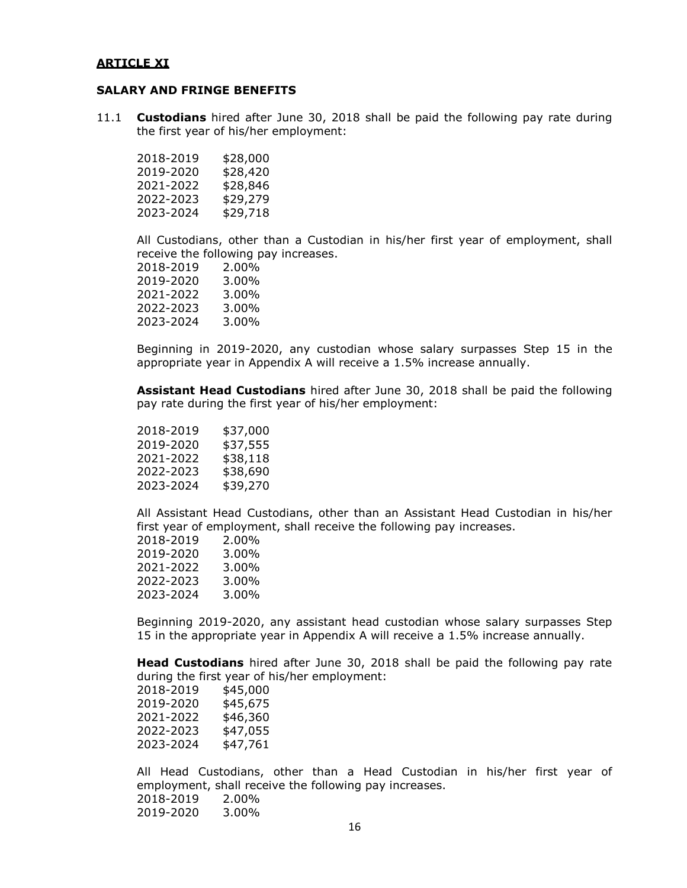## ARTICLE XI

### SALARY AND FRINGE BENEFITS

11.1 **Custodians** hired after June 30, 2018 shall be paid the following pay rate during the first year of his/her employment:

| | |
|---|---|
| 2018-2019 | $28,000 |
| 2019-2020 | $28,420 |
| 2021-2022 | $28,846 |
| 2022-2023 | $29,279 |
| 2023-2024 | $29,718 |

All Custodians, other than a Custodian in his/her first year of employment, shall receive the following pay increases.

| | |
|---|---|
| 2018-2019 | 2.00% |
| 2019-2020 | 3.00% |
| 2021-2022 | 3.00% |
| 2022-2023 | 3.00% |
| 2023-2024 | 3.00% |

Beginning in 2019-2020, any custodian whose salary surpasses Step 15 in the appropriate year in Appendix A will receive a 1.5% increase annually.

**Assistant Head Custodians** hired after June 30, 2018 shall be paid the following pay rate during the first year of his/her employment:

| | |
|---|---|
| 2018-2019 | $37,000 |
| 2019-2020 | $37,555 |
| 2021-2022 | $38,118 |
| 2022-2023 | $38,690 |
| 2023-2024 | $39,270 |

All Assistant Head Custodians, other than an Assistant Head Custodian in his/her first year of employment, shall receive the following pay increases.

| | |
|---|---|
| 2018-2019 | 2.00% |
| 2019-2020 | 3.00% |
| 2021-2022 | 3.00% |
| 2022-2023 | 3.00% |
| 2023-2024 | 3.00% |

Beginning 2019-2020, any assistant head custodian whose salary surpasses Step 15 in the appropriate year in Appendix A will receive a 1.5% increase annually.

**Head Custodians** hired after June 30, 2018 shall be paid the following pay rate during the first year of his/her employment:

| | |
|---|---|
| 2018-2019 | $45,000 |
| 2019-2020 | $45,675 |
| 2021-2022 | $46,360 |
| 2022-2023 | $47,055 |
| 2023-2024 | $47,761 |

All Head Custodians, other than a Head Custodian in his/her first year of employment, shall receive the following pay increases.

| | |
|---|---|
| 2018-2019 | 2.00% |
| 2019-2020 | 3.00% |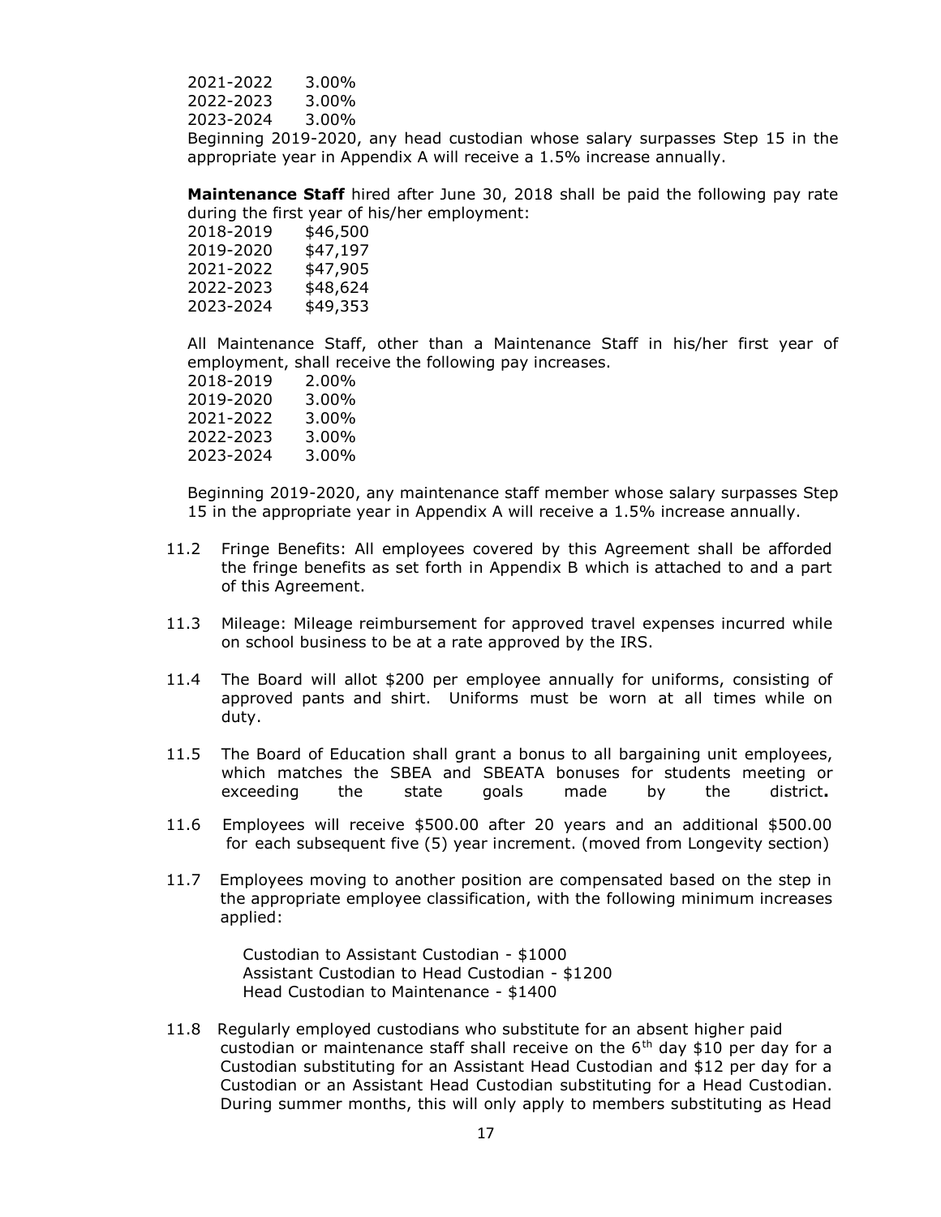2021-2022 3.00%
2022-2023 3.00%
2023-2024 3.00%

Beginning 2019-2020, any head custodian whose salary surpasses Step 15 in the appropriate year in Appendix A will receive a 1.5% increase annually.

**Maintenance Staff** hired after June 30, 2018 shall be paid the following pay rate during the first year of his/her employment:

2018-2019 $46,500
2019-2020 $47,197
2021-2022 $47,905
2022-2023 $48,624
2023-2024 $49,353

All Maintenance Staff, other than a Maintenance Staff in his/her first year of employment, shall receive the following pay increases.

2018-2019 2.00%
2019-2020 3.00%
2021-2022 3.00%
2022-2023 3.00%
2023-2024 3.00%

Beginning 2019-2020, any maintenance staff member whose salary surpasses Step 15 in the appropriate year in Appendix A will receive a 1.5% increase annually.

11.2 Fringe Benefits: All employees covered by this Agreement shall be afforded the fringe benefits as set forth in Appendix B which is attached to and a part of this Agreement.

11.3 Mileage: Mileage reimbursement for approved travel expenses incurred while on school business to be at a rate approved by the IRS.

11.4 The Board will allot $200 per employee annually for uniforms, consisting of approved pants and shirt. Uniforms must be worn at all times while on duty.

11.5 The Board of Education shall grant a bonus to all bargaining unit employees, which matches the SBEA and SBEATA bonuses for students meeting or exceeding the state goals made by the district**.**

11.6 Employees will receive $500.00 after 20 years and an additional $500.00 for each subsequent five (5) year increment. (moved from Longevity section)

11.7 Employees moving to another position are compensated based on the step in the appropriate employee classification, with the following minimum increases applied:

Custodian to Assistant Custodian - $1000
Assistant Custodian to Head Custodian - $1200
Head Custodian to Maintenance - $1400

11.8 Regularly employed custodians who substitute for an absent higher paid custodian or maintenance staff shall receive on the 6th day $10 per day for a Custodian substituting for an Assistant Head Custodian and $12 per day for a Custodian or an Assistant Head Custodian substituting for a Head Custodian. During summer months, this will only apply to members substituting as Head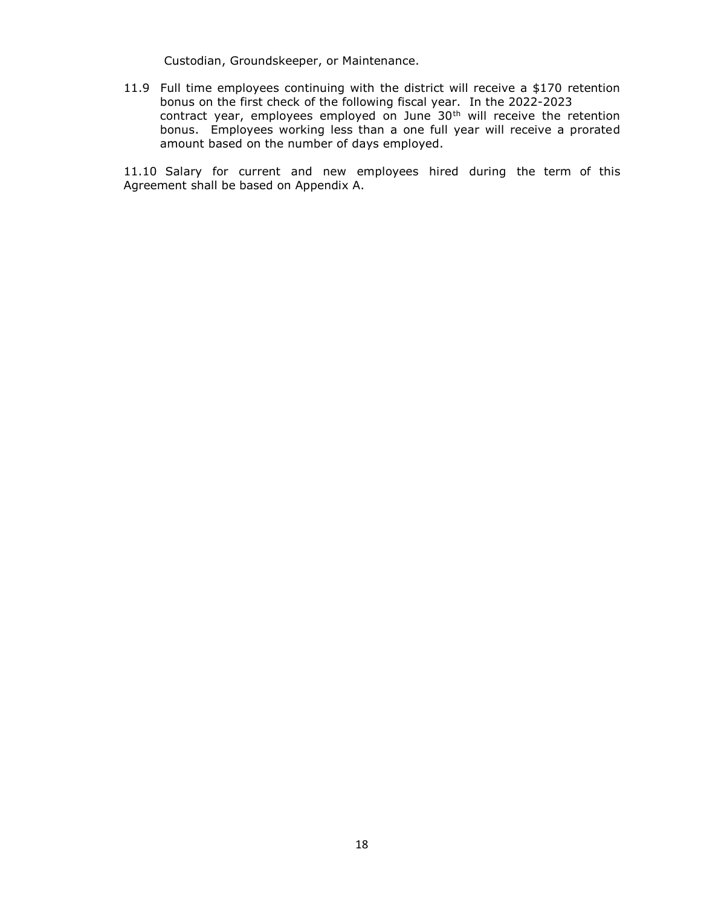Custodian, Groundskeeper, or Maintenance.

11.9 Full time employees continuing with the district will receive a $170 retention bonus on the first check of the following fiscal year. In the 2022-2023 contract year, employees employed on June 30th will receive the retention bonus. Employees working less than a one full year will receive a prorated amount based on the number of days employed.

11.10 Salary for current and new employees hired during the term of this Agreement shall be based on Appendix A.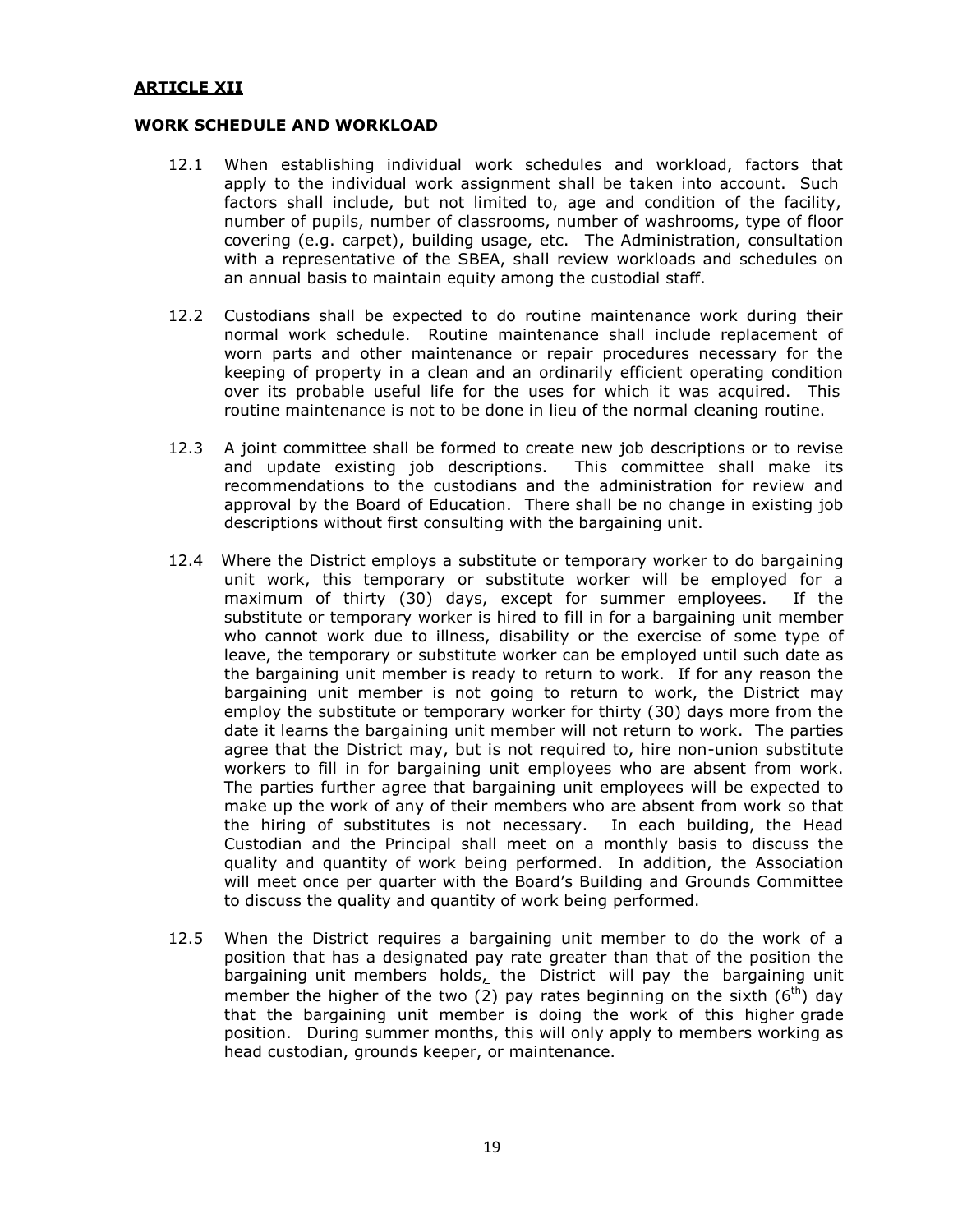**ARTICLE XII**

**WORK SCHEDULE AND WORKLOAD**

12.1 When establishing individual work schedules and workload, factors that apply to the individual work assignment shall be taken into account. Such factors shall include, but not limited to, age and condition of the facility, number of pupils, number of classrooms, number of washrooms, type of floor covering (e.g. carpet), building usage, etc. The Administration, consultation with a representative of the SBEA, shall review workloads and schedules on an annual basis to maintain equity among the custodial staff.

12.2 Custodians shall be expected to do routine maintenance work during their normal work schedule. Routine maintenance shall include replacement of worn parts and other maintenance or repair procedures necessary for the keeping of property in a clean and an ordinarily efficient operating condition over its probable useful life for the uses for which it was acquired. This routine maintenance is not to be done in lieu of the normal cleaning routine.

12.3 A joint committee shall be formed to create new job descriptions or to revise and update existing job descriptions. This committee shall make its recommendations to the custodians and the administration for review and approval by the Board of Education. There shall be no change in existing job descriptions without first consulting with the bargaining unit.

12.4 Where the District employs a substitute or temporary worker to do bargaining unit work, this temporary or substitute worker will be employed for a maximum of thirty (30) days, except for summer employees. If the substitute or temporary worker is hired to fill in for a bargaining unit member who cannot work due to illness, disability or the exercise of some type of leave, the temporary or substitute worker can be employed until such date as the bargaining unit member is ready to return to work. If for any reason the bargaining unit member is not going to return to work, the District may employ the substitute or temporary worker for thirty (30) days more from the date it learns the bargaining unit member will not return to work. The parties agree that the District may, but is not required to, hire non-union substitute workers to fill in for bargaining unit employees who are absent from work. The parties further agree that bargaining unit employees will be expected to make up the work of any of their members who are absent from work so that the hiring of substitutes is not necessary. In each building, the Head Custodian and the Principal shall meet on a monthly basis to discuss the quality and quantity of work being performed. In addition, the Association will meet once per quarter with the Board's Building and Grounds Committee to discuss the quality and quantity of work being performed.

12.5 When the District requires a bargaining unit member to do the work of a position that has a designated pay rate greater than that of the position the bargaining unit members holds, the District will pay the bargaining unit member the higher of the two (2) pay rates beginning on the sixth (6th) day that the bargaining unit member is doing the work of this higher grade position. During summer months, this will only apply to members working as head custodian, grounds keeper, or maintenance.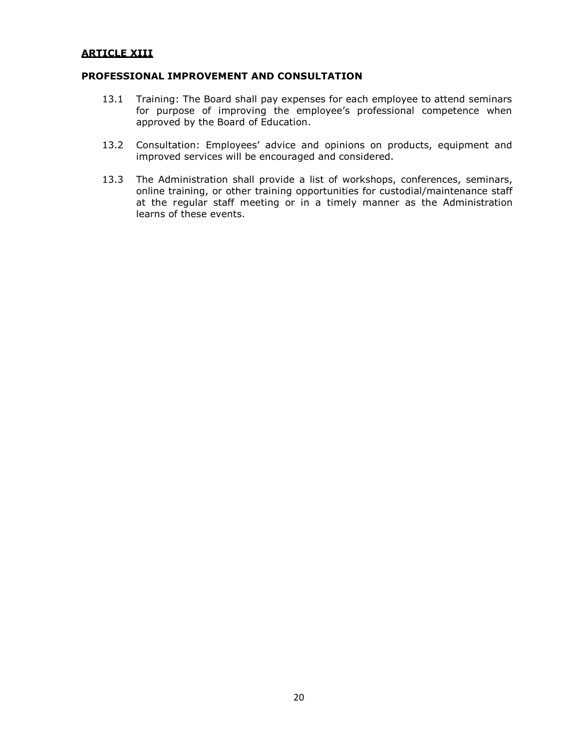## ARTICLE XIII

### PROFESSIONAL IMPROVEMENT AND CONSULTATION

13.1 Training: The Board shall pay expenses for each employee to attend seminars for purpose of improving the employee's professional competence when approved by the Board of Education.

13.2 Consultation: Employees' advice and opinions on products, equipment and improved services will be encouraged and considered.

13.3 The Administration shall provide a list of workshops, conferences, seminars, online training, or other training opportunities for custodial/maintenance staff at the regular staff meeting or in a timely manner as the Administration learns of these events.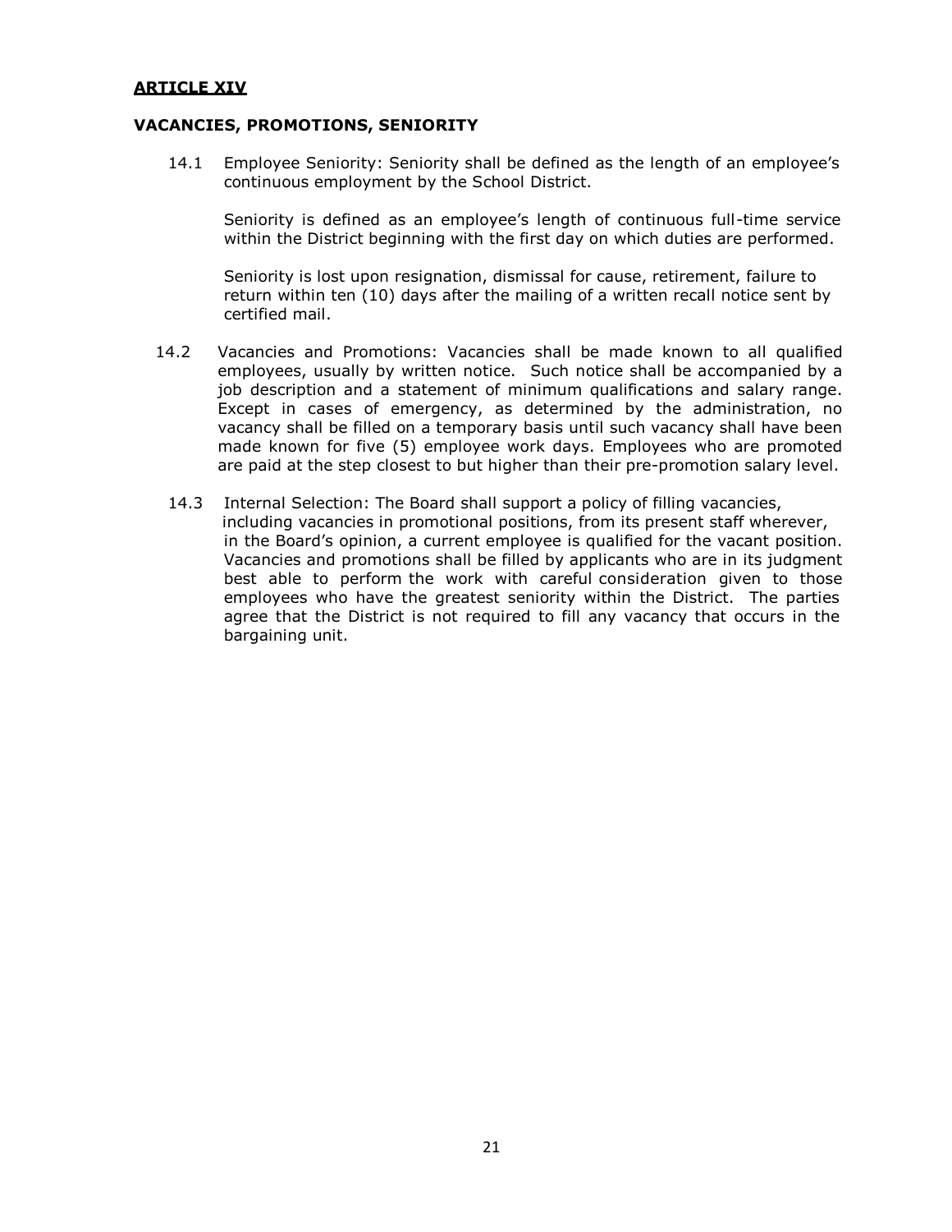## ARTICLE XIV

### VACANCIES, PROMOTIONS, SENIORITY

14.1 Employee Seniority: Seniority shall be defined as the length of an employee's continuous employment by the School District.

Seniority is defined as an employee's length of continuous full-time service within the District beginning with the first day on which duties are performed.

Seniority is lost upon resignation, dismissal for cause, retirement, failure to return within ten (10) days after the mailing of a written recall notice sent by certified mail.

14.2 Vacancies and Promotions: Vacancies shall be made known to all qualified employees, usually by written notice. Such notice shall be accompanied by a job description and a statement of minimum qualifications and salary range. Except in cases of emergency, as determined by the administration, no vacancy shall be filled on a temporary basis until such vacancy shall have been made known for five (5) employee work days. Employees who are promoted are paid at the step closest to but higher than their pre-promotion salary level.

14.3 Internal Selection: The Board shall support a policy of filling vacancies, including vacancies in promotional positions, from its present staff wherever, in the Board's opinion, a current employee is qualified for the vacant position. Vacancies and promotions shall be filled by applicants who are in its judgment best able to perform the work with careful consideration given to those employees who have the greatest seniority within the District. The parties agree that the District is not required to fill any vacancy that occurs in the bargaining unit.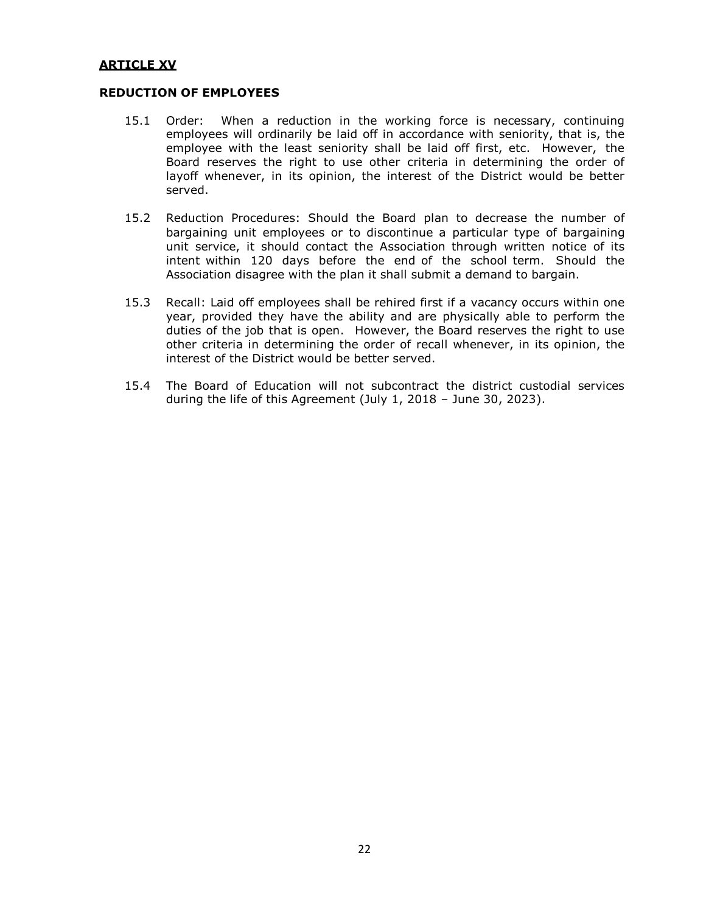## ARTICLE XV

### REDUCTION OF EMPLOYEES

15.1 Order: When a reduction in the working force is necessary, continuing employees will ordinarily be laid off in accordance with seniority, that is, the employee with the least seniority shall be laid off first, etc. However, the Board reserves the right to use other criteria in determining the order of layoff whenever, in its opinion, the interest of the District would be better served.

15.2 Reduction Procedures: Should the Board plan to decrease the number of bargaining unit employees or to discontinue a particular type of bargaining unit service, it should contact the Association through written notice of its intent within 120 days before the end of the school term. Should the Association disagree with the plan it shall submit a demand to bargain.

15.3 Recall: Laid off employees shall be rehired first if a vacancy occurs within one year, provided they have the ability and are physically able to perform the duties of the job that is open. However, the Board reserves the right to use other criteria in determining the order of recall whenever, in its opinion, the interest of the District would be better served.

15.4 The Board of Education will not subcontract the district custodial services during the life of this Agreement (July 1, 2018 – June 30, 2023).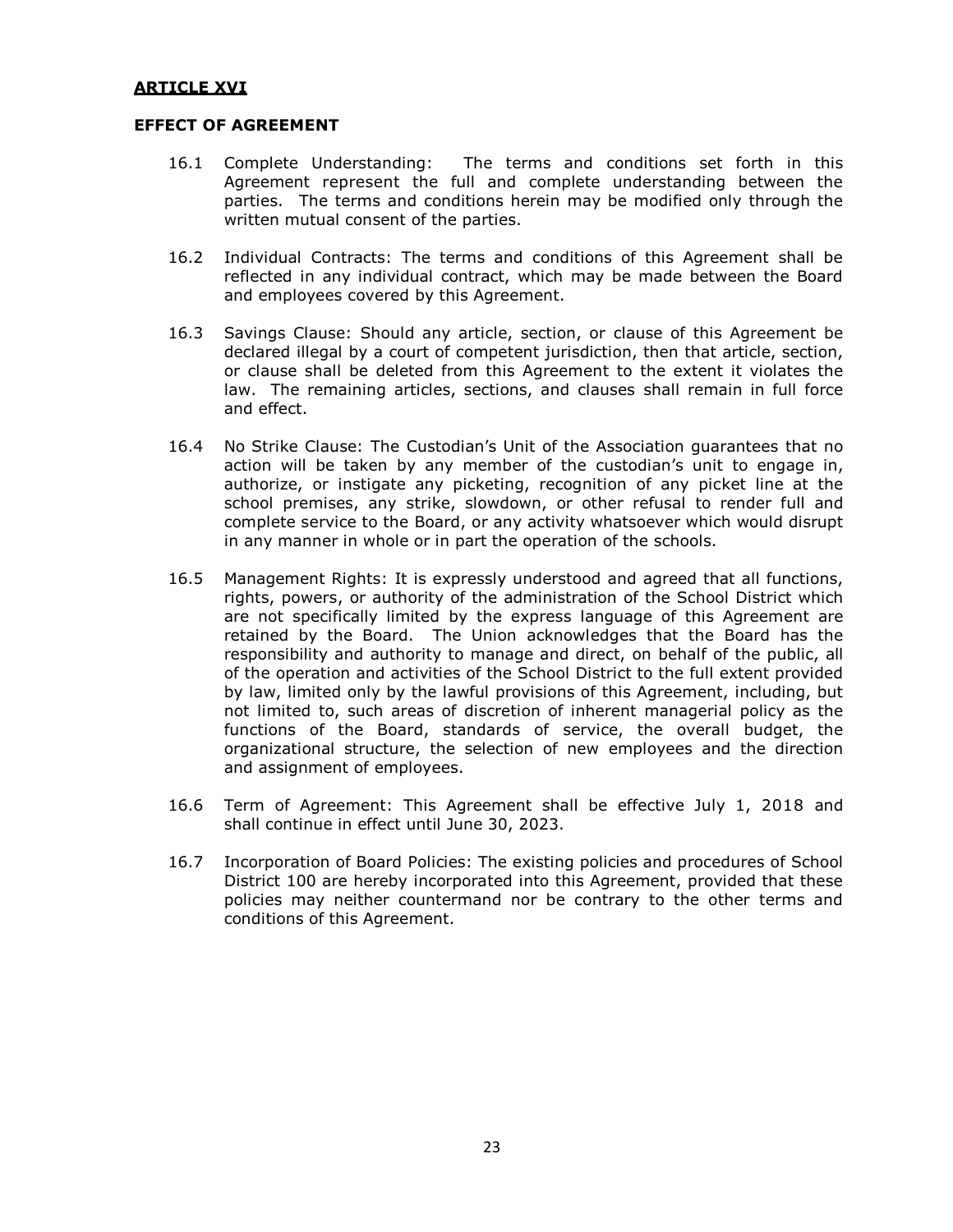## ARTICLE XVI

### EFFECT OF AGREEMENT

16.1 Complete Understanding: The terms and conditions set forth in this Agreement represent the full and complete understanding between the parties. The terms and conditions herein may be modified only through the written mutual consent of the parties.

16.2 Individual Contracts: The terms and conditions of this Agreement shall be reflected in any individual contract, which may be made between the Board and employees covered by this Agreement.

16.3 Savings Clause: Should any article, section, or clause of this Agreement be declared illegal by a court of competent jurisdiction, then that article, section, or clause shall be deleted from this Agreement to the extent it violates the law. The remaining articles, sections, and clauses shall remain in full force and effect.

16.4 No Strike Clause: The Custodian's Unit of the Association guarantees that no action will be taken by any member of the custodian's unit to engage in, authorize, or instigate any picketing, recognition of any picket line at the school premises, any strike, slowdown, or other refusal to render full and complete service to the Board, or any activity whatsoever which would disrupt in any manner in whole or in part the operation of the schools.

16.5 Management Rights: It is expressly understood and agreed that all functions, rights, powers, or authority of the administration of the School District which are not specifically limited by the express language of this Agreement are retained by the Board. The Union acknowledges that the Board has the responsibility and authority to manage and direct, on behalf of the public, all of the operation and activities of the School District to the full extent provided by law, limited only by the lawful provisions of this Agreement, including, but not limited to, such areas of discretion of inherent managerial policy as the functions of the Board, standards of service, the overall budget, the organizational structure, the selection of new employees and the direction and assignment of employees.

16.6 Term of Agreement: This Agreement shall be effective July 1, 2018 and shall continue in effect until June 30, 2023.

16.7 Incorporation of Board Policies: The existing policies and procedures of School District 100 are hereby incorporated into this Agreement, provided that these policies may neither countermand nor be contrary to the other terms and conditions of this Agreement.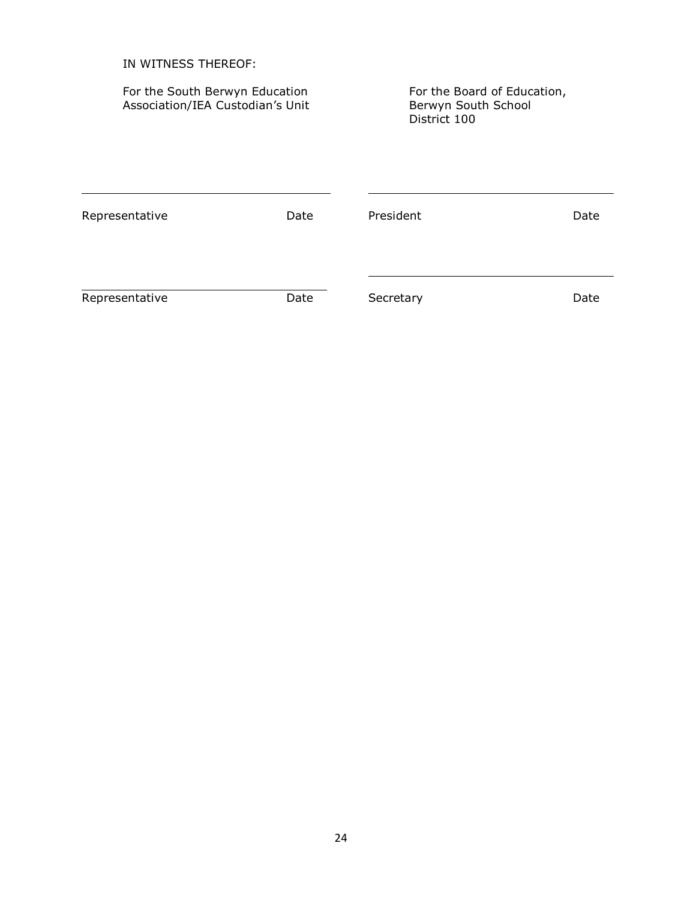IN WITNESS THEREOF:

For the South Berwyn Education Association/IEA Custodian's Unit

For the Board of Education, Berwyn South School District 100

| | | | |
|---|---|---|---|
| \_\_\_\_\_\_\_\_\_\_\_\_\_\_\_\_\_\_\_\_\_\_\_\_\_\_\_\_ | | \_\_\_\_\_\_\_\_\_\_\_\_\_\_\_\_\_\_\_\_\_\_\_\_\_\_\_\_ | |
| Representative | Date | President | Date |
| \_\_\_\_\_\_\_\_\_\_\_\_\_\_\_\_\_\_\_\_\_\_\_\_\_\_\_\_ | | \_\_\_\_\_\_\_\_\_\_\_\_\_\_\_\_\_\_\_\_\_\_\_\_\_\_\_\_ | |
| Representative | Date | Secretary | Date |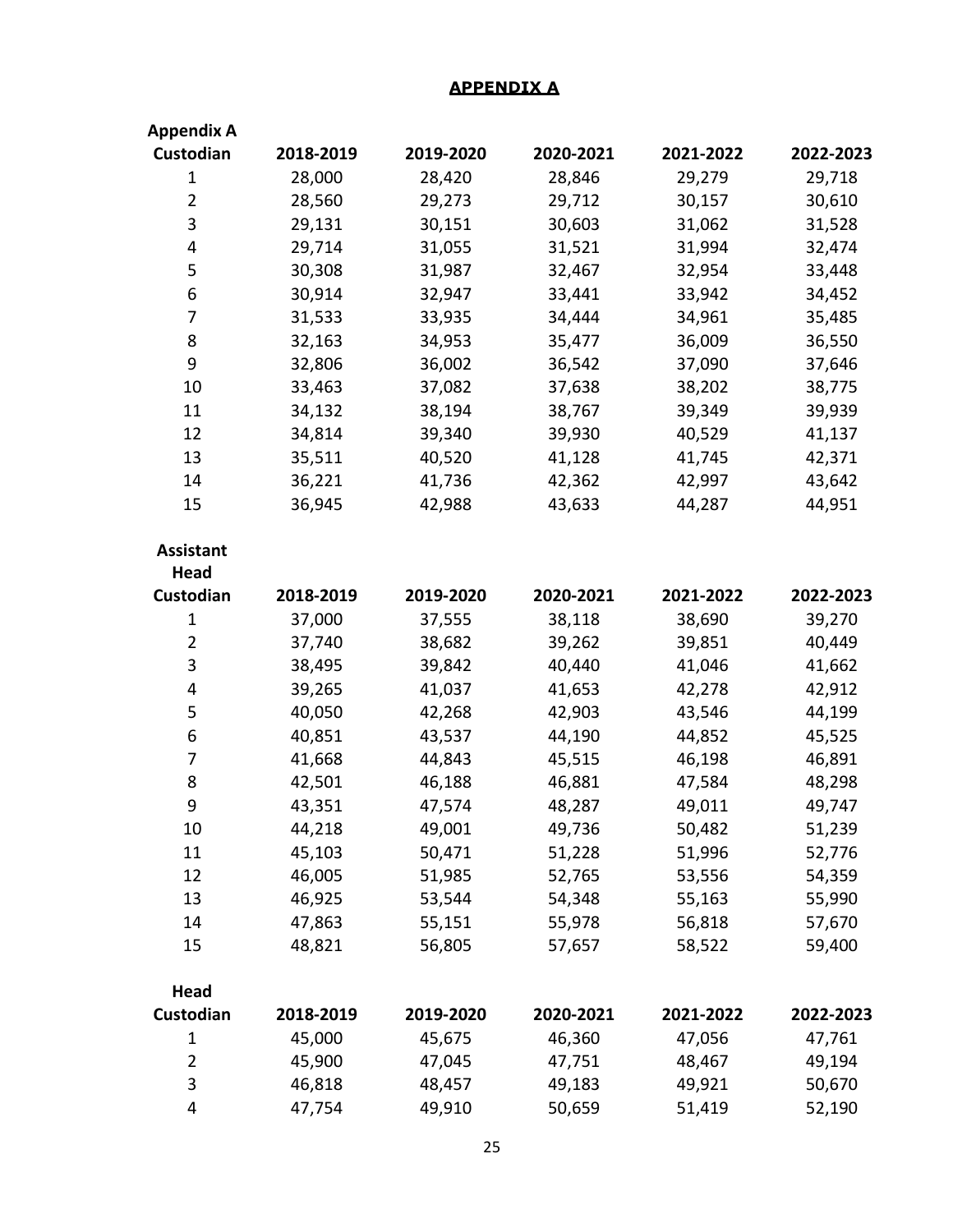## APPENDIX A

| Appendix A Custodian | 2018-2019 | 2019-2020 | 2020-2021 | 2021-2022 | 2022-2023 |
|---|---|---|---|---|---|
| 1 | 28,000 | 28,420 | 28,846 | 29,279 | 29,718 |
| 2 | 28,560 | 29,273 | 29,712 | 30,157 | 30,610 |
| 3 | 29,131 | 30,151 | 30,603 | 31,062 | 31,528 |
| 4 | 29,714 | 31,055 | 31,521 | 31,994 | 32,474 |
| 5 | 30,308 | 31,987 | 32,467 | 32,954 | 33,448 |
| 6 | 30,914 | 32,947 | 33,441 | 33,942 | 34,452 |
| 7 | 31,533 | 33,935 | 34,444 | 34,961 | 35,485 |
| 8 | 32,163 | 34,953 | 35,477 | 36,009 | 36,550 |
| 9 | 32,806 | 36,002 | 36,542 | 37,090 | 37,646 |
| 10 | 33,463 | 37,082 | 37,638 | 38,202 | 38,775 |
| 11 | 34,132 | 38,194 | 38,767 | 39,349 | 39,939 |
| 12 | 34,814 | 39,340 | 39,930 | 40,529 | 41,137 |
| 13 | 35,511 | 40,520 | 41,128 | 41,745 | 42,371 |
| 14 | 36,221 | 41,736 | 42,362 | 42,997 | 43,642 |
| 15 | 36,945 | 42,988 | 43,633 | 44,287 | 44,951 |

| Assistant Head Custodian | 2018-2019 | 2019-2020 | 2020-2021 | 2021-2022 | 2022-2023 |
|---|---|---|---|---|---|
| 1 | 37,000 | 37,555 | 38,118 | 38,690 | 39,270 |
| 2 | 37,740 | 38,682 | 39,262 | 39,851 | 40,449 |
| 3 | 38,495 | 39,842 | 40,440 | 41,046 | 41,662 |
| 4 | 39,265 | 41,037 | 41,653 | 42,278 | 42,912 |
| 5 | 40,050 | 42,268 | 42,903 | 43,546 | 44,199 |
| 6 | 40,851 | 43,537 | 44,190 | 44,852 | 45,525 |
| 7 | 41,668 | 44,843 | 45,515 | 46,198 | 46,891 |
| 8 | 42,501 | 46,188 | 46,881 | 47,584 | 48,298 |
| 9 | 43,351 | 47,574 | 48,287 | 49,011 | 49,747 |
| 10 | 44,218 | 49,001 | 49,736 | 50,482 | 51,239 |
| 11 | 45,103 | 50,471 | 51,228 | 51,996 | 52,776 |
| 12 | 46,005 | 51,985 | 52,765 | 53,556 | 54,359 |
| 13 | 46,925 | 53,544 | 54,348 | 55,163 | 55,990 |
| 14 | 47,863 | 55,151 | 55,978 | 56,818 | 57,670 |
| 15 | 48,821 | 56,805 | 57,657 | 58,522 | 59,400 |

| Head Custodian | 2018-2019 | 2019-2020 | 2020-2021 | 2021-2022 | 2022-2023 |
|---|---|---|---|---|---|
| 1 | 45,000 | 45,675 | 46,360 | 47,056 | 47,761 |
| 2 | 45,900 | 47,045 | 47,751 | 48,467 | 49,194 |
| 3 | 46,818 | 48,457 | 49,183 | 49,921 | 50,670 |
| 4 | 47,754 | 49,910 | 50,659 | 51,419 | 52,190 |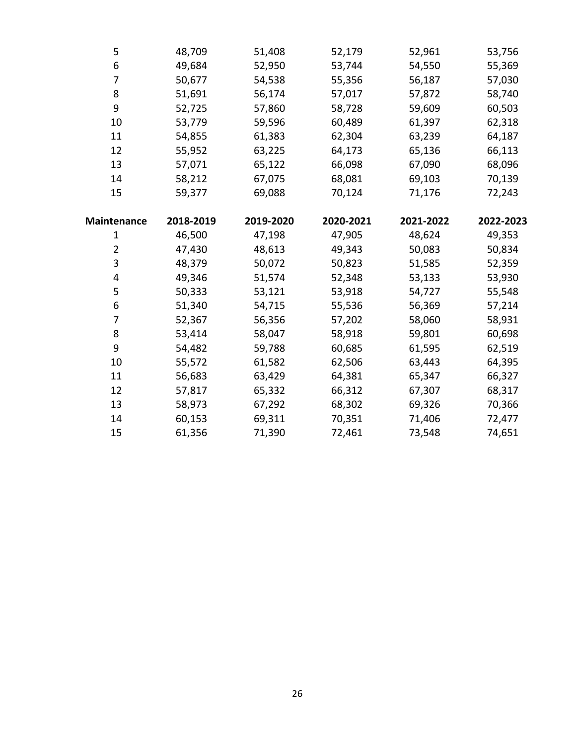| | | | | | |
|---|---|---|---|---|---|
| 5 | 48,709 | 51,408 | 52,179 | 52,961 | 53,756 |
| 6 | 49,684 | 52,950 | 53,744 | 54,550 | 55,369 |
| 7 | 50,677 | 54,538 | 55,356 | 56,187 | 57,030 |
| 8 | 51,691 | 56,174 | 57,017 | 57,872 | 58,740 |
| 9 | 52,725 | 57,860 | 58,728 | 59,609 | 60,503 |
| 10 | 53,779 | 59,596 | 60,489 | 61,397 | 62,318 |
| 11 | 54,855 | 61,383 | 62,304 | 63,239 | 64,187 |
| 12 | 55,952 | 63,225 | 64,173 | 65,136 | 66,113 |
| 13 | 57,071 | 65,122 | 66,098 | 67,090 | 68,096 |
| 14 | 58,212 | 67,075 | 68,081 | 69,103 | 70,139 |
| 15 | 59,377 | 69,088 | 70,124 | 71,176 | 72,243 |

| **Maintenance** | **2018-2019** | **2019-2020** | **2020-2021** | **2021-2022** | **2022-2023** |
|---|---|---|---|---|---|
| 1 | 46,500 | 47,198 | 47,905 | 48,624 | 49,353 |
| 2 | 47,430 | 48,613 | 49,343 | 50,083 | 50,834 |
| 3 | 48,379 | 50,072 | 50,823 | 51,585 | 52,359 |
| 4 | 49,346 | 51,574 | 52,348 | 53,133 | 53,930 |
| 5 | 50,333 | 53,121 | 53,918 | 54,727 | 55,548 |
| 6 | 51,340 | 54,715 | 55,536 | 56,369 | 57,214 |
| 7 | 52,367 | 56,356 | 57,202 | 58,060 | 58,931 |
| 8 | 53,414 | 58,047 | 58,918 | 59,801 | 60,698 |
| 9 | 54,482 | 59,788 | 60,685 | 61,595 | 62,519 |
| 10 | 55,572 | 61,582 | 62,506 | 63,443 | 64,395 |
| 11 | 56,683 | 63,429 | 64,381 | 65,347 | 66,327 |
| 12 | 57,817 | 65,332 | 66,312 | 67,307 | 68,317 |
| 13 | 58,973 | 67,292 | 68,302 | 69,326 | 70,366 |
| 14 | 60,153 | 69,311 | 70,351 | 71,406 | 72,477 |
| 15 | 61,356 | 71,390 | 72,461 | 73,548 | 74,651 |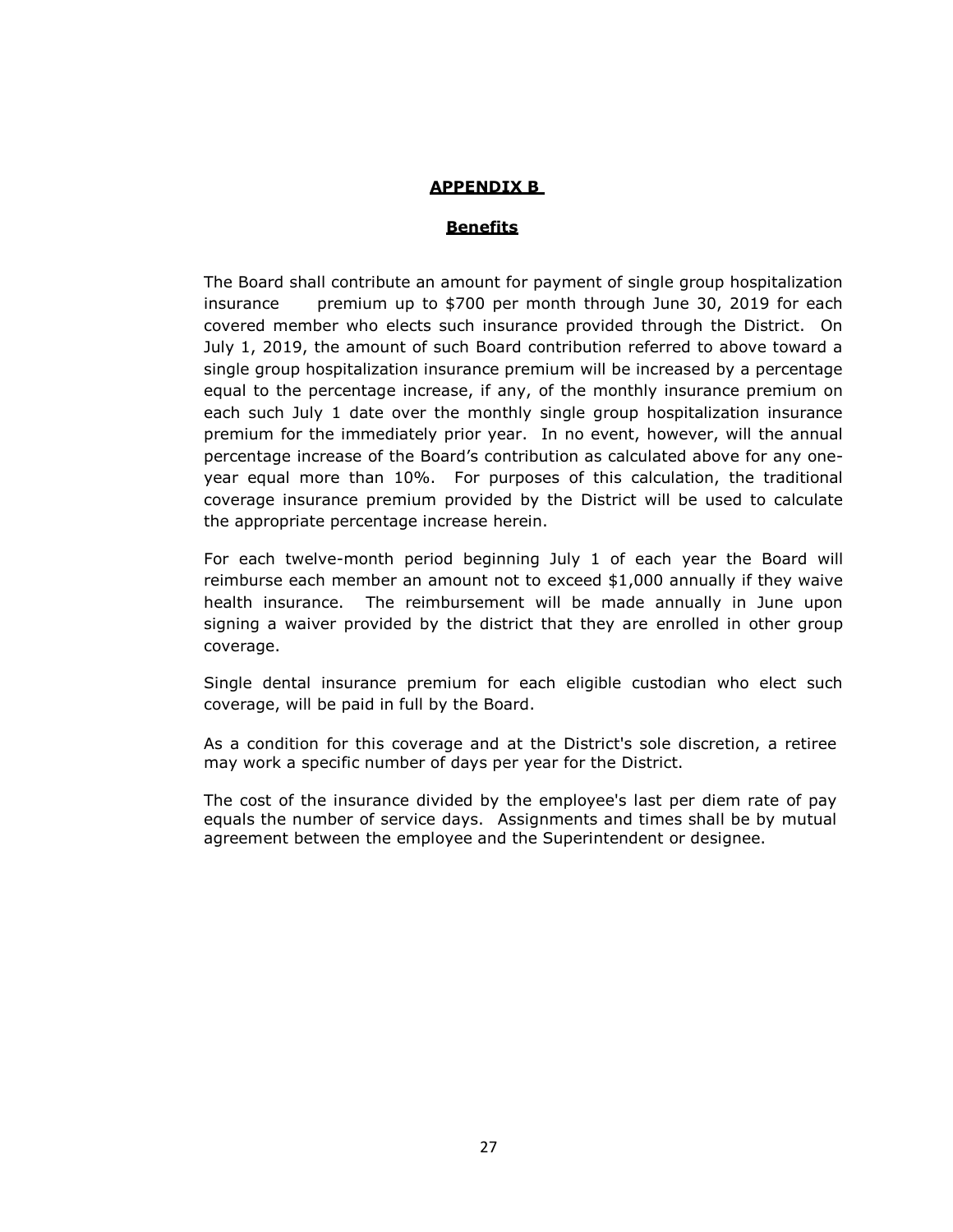# APPENDIX B

## Benefits

The Board shall contribute an amount for payment of single group hospitalization insurance premium up to $700 per month through June 30, 2019 for each covered member who elects such insurance provided through the District. On July 1, 2019, the amount of such Board contribution referred to above toward a single group hospitalization insurance premium will be increased by a percentage equal to the percentage increase, if any, of the monthly insurance premium on each such July 1 date over the monthly single group hospitalization insurance premium for the immediately prior year. In no event, however, will the annual percentage increase of the Board's contribution as calculated above for any one-year equal more than 10%. For purposes of this calculation, the traditional coverage insurance premium provided by the District will be used to calculate the appropriate percentage increase herein.

For each twelve-month period beginning July 1 of each year the Board will reimburse each member an amount not to exceed $1,000 annually if they waive health insurance. The reimbursement will be made annually in June upon signing a waiver provided by the district that they are enrolled in other group coverage.

Single dental insurance premium for each eligible custodian who elect such coverage, will be paid in full by the Board.

As a condition for this coverage and at the District's sole discretion, a retiree may work a specific number of days per year for the District.

The cost of the insurance divided by the employee's last per diem rate of pay equals the number of service days. Assignments and times shall be by mutual agreement between the employee and the Superintendent or designee.